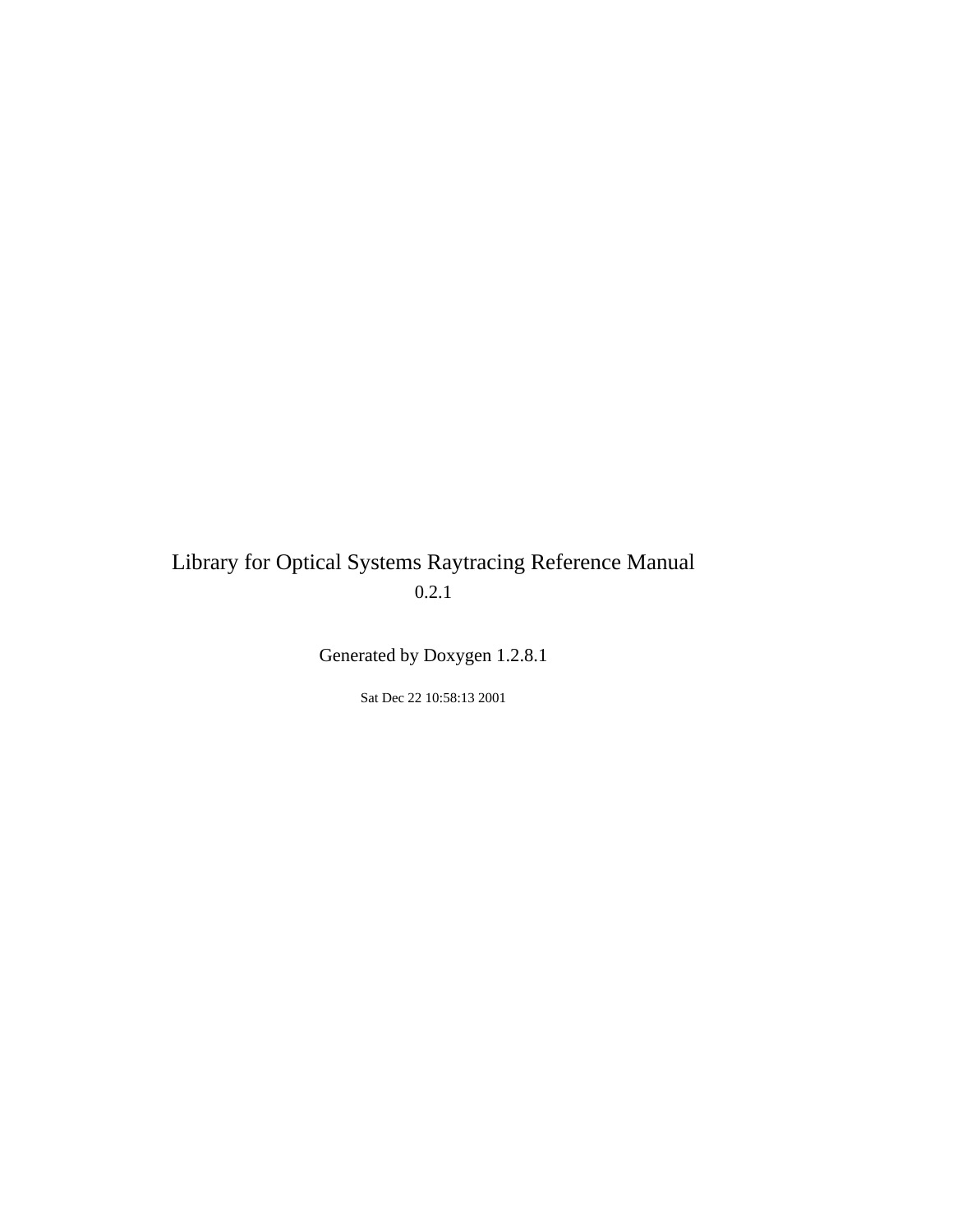# Library for Optical Systems Raytracing Reference Manual

0.2.1

Generated by Doxygen 1.2.8.1

Sat Dec 22 10:58:13 2001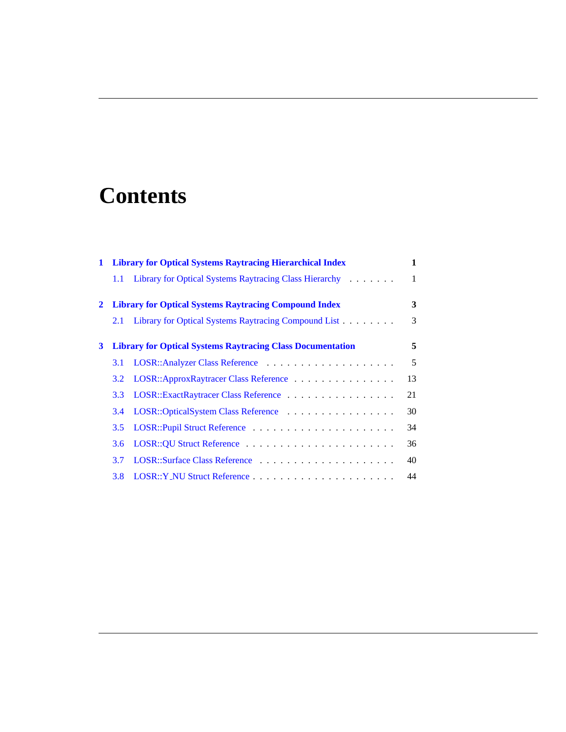# Contents

**1 Library for Optical Systems Raytracing Hierarchical Index** **1**

1.1 Library for Optical Systems Raytracing Class Hierarchy . . . . . . . 1

**2 Library for Optical Systems Raytracing Compound Index** **3**

2.1 Library for Optical Systems Raytracing Compound List . . . . . . . . 3

**3 Library for Optical Systems Raytracing Class Documentation** **5**

3.1 LOSR::Analyzer Class Reference . . . . . . . . . . . . . . . . . . . 5

3.2 LOSR::ApproxRaytracer Class Reference . . . . . . . . . . . . . . . 13

3.3 LOSR::ExactRaytracer Class Reference . . . . . . . . . . . . . . . . 21

3.4 LOSR::OpticalSystem Class Reference . . . . . . . . . . . . . . . . 30

3.5 LOSR::Pupil Struct Reference . . . . . . . . . . . . . . . . . . . . . 34

3.6 LOSR::QU Struct Reference . . . . . . . . . . . . . . . . . . . . . . 36

3.7 LOSR::Surface Class Reference . . . . . . . . . . . . . . . . . . . . 40

3.8 LOSR::Y_NU Struct Reference . . . . . . . . . . . . . . . . . . . . . 44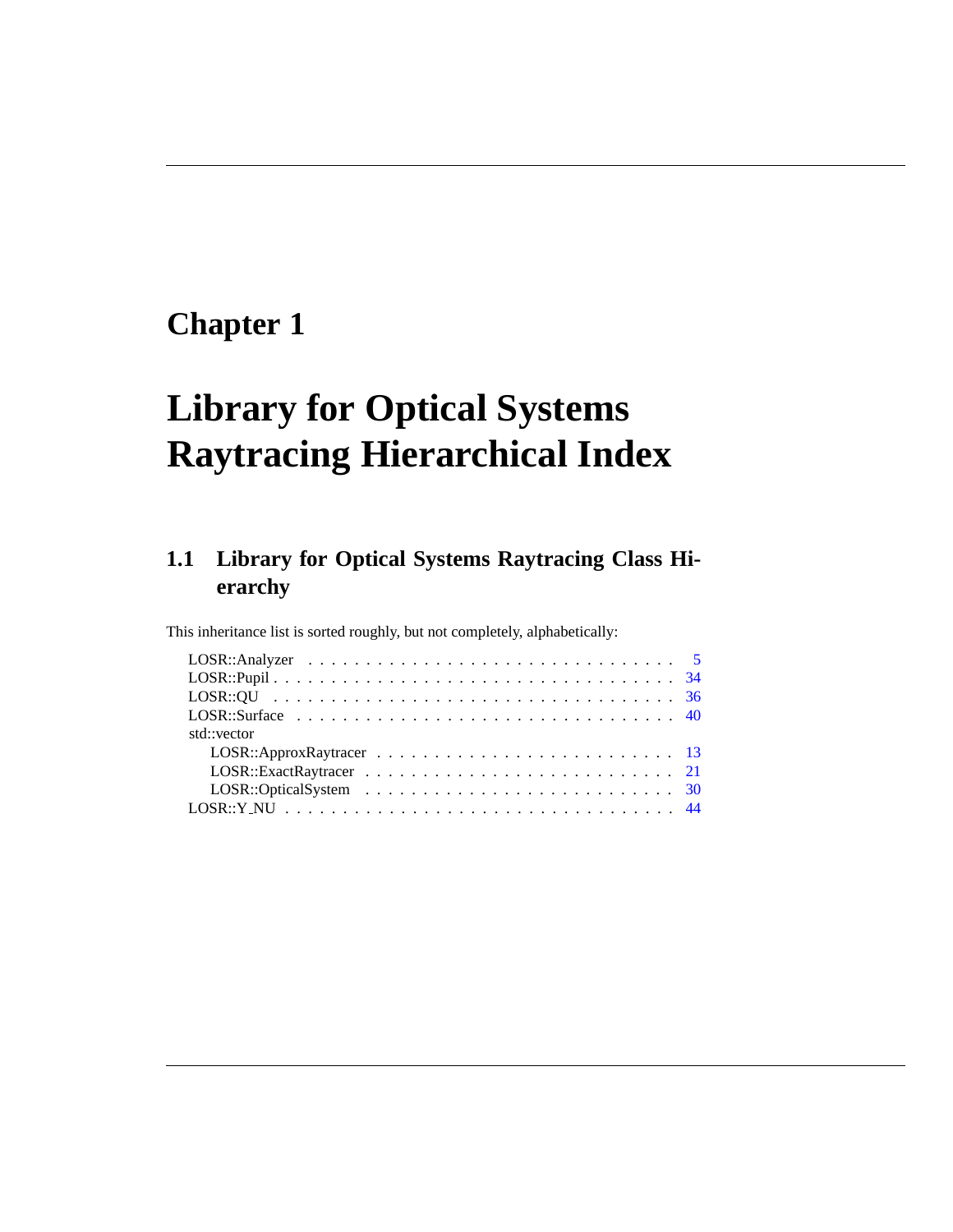# Chapter 1

# Library for Optical Systems Raytracing Hierarchical Index

## 1.1 Library for Optical Systems Raytracing Class Hierarchy

This inheritance list is sorted roughly, but not completely, alphabetically:

- LOSR::Analyzer . . . . . . . . . . . . . . . . . . . . . . . . . . . . . . . . . 5
- LOSR::Pupil . . . . . . . . . . . . . . . . . . . . . . . . . . . . . . . . . 34
- LOSR::QU . . . . . . . . . . . . . . . . . . . . . . . . . . . . . . . . . 36
- LOSR::Surface . . . . . . . . . . . . . . . . . . . . . . . . . . . . . . . . . 40
- std::vector
  - LOSR::ApproxRaytracer . . . . . . . . . . . . . . . . . . . . . . . . . 13
  - LOSR::ExactRaytracer . . . . . . . . . . . . . . . . . . . . . . . . . 21
  - LOSR::OpticalSystem . . . . . . . . . . . . . . . . . . . . . . . . . 30
- LOSR::Y_NU . . . . . . . . . . . . . . . . . . . . . . . . . . . . . . . . . 44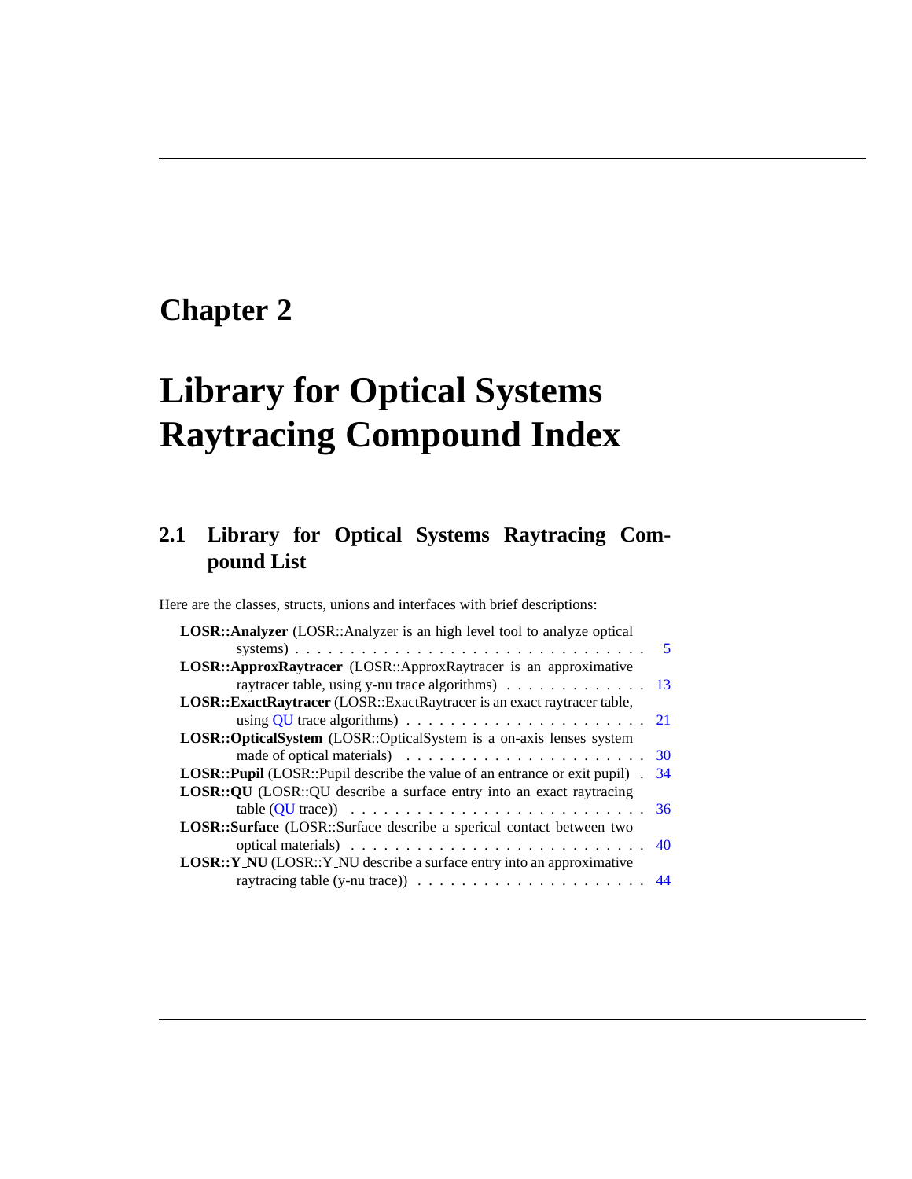# Chapter 2

# Library for Optical Systems Raytracing Compound Index

## 2.1 Library for Optical Systems Raytracing Compound List

Here are the classes, structs, unions and interfaces with brief descriptions:

- **LOSR::Analyzer** (LOSR::Analyzer is an high level tool to analyze optical systems) . . . . . . . . . . . . . . . . . . . . . . . . . . . . . . . . 5
- **LOSR::ApproxRaytracer** (LOSR::ApproxRaytracer is an approximative raytracer table, using y-nu trace algorithms) . . . . . . . . . . . . . 13
- **LOSR::ExactRaytracer** (LOSR::ExactRaytracer is an exact raytracer table, using QU trace algorithms) . . . . . . . . . . . . . . . . . . . . . . . 21
- **LOSR::OpticalSystem** (LOSR::OpticalSystem is a on-axis lenses system made of optical materials) . . . . . . . . . . . . . . . . . . . . . . . 30
- **LOSR::Pupil** (LOSR::Pupil describe the value of an entrance or exit pupil) . 34
- **LOSR::QU** (LOSR::QU describe a surface entry into an exact raytracing table (QU trace)) . . . . . . . . . . . . . . . . . . . . . . . . . . . 36
- **LOSR::Surface** (LOSR::Surface describe a sperical contact between two optical materials) . . . . . . . . . . . . . . . . . . . . . . . . . . . 40
- **LOSR::Y_NU** (LOSR::Y_NU describe a surface entry into an approximative raytracing table (y-nu trace)) . . . . . . . . . . . . . . . . . . . . . 44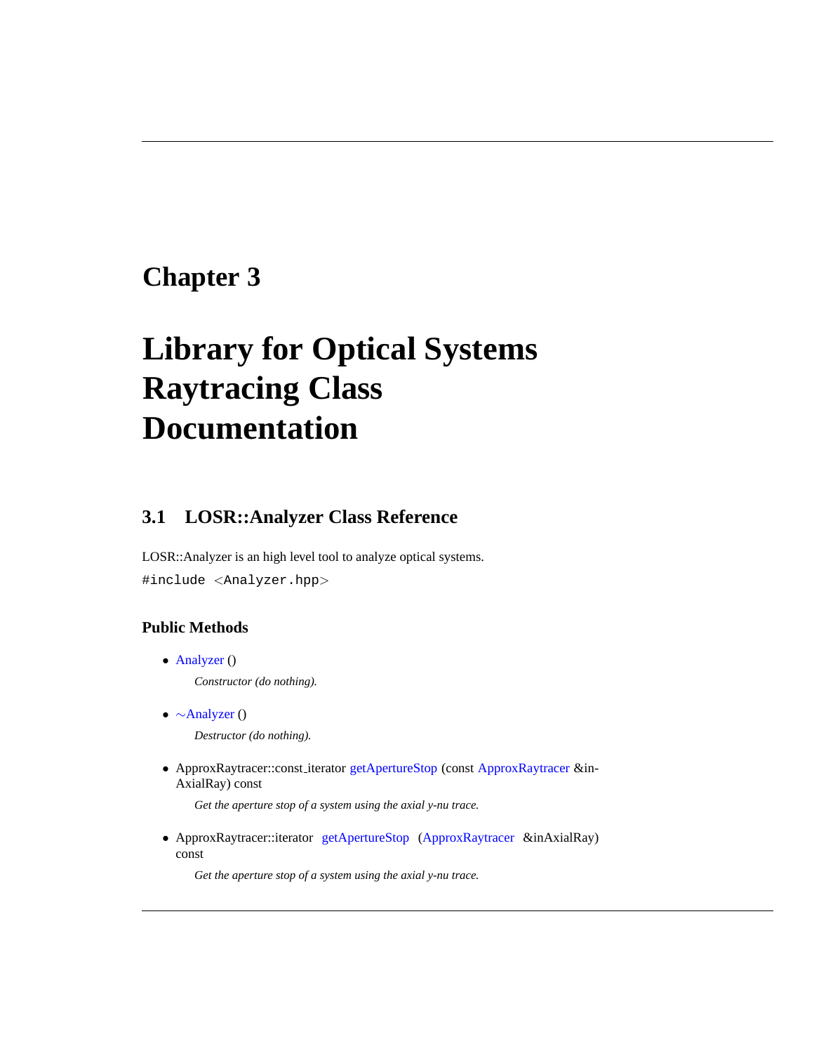# Chapter 3

# Library for Optical Systems Raytracing Class Documentation

## 3.1 LOSR::Analyzer Class Reference

LOSR::Analyzer is an high level tool to analyze optical systems.

`#include <Analyzer.hpp>`

### Public Methods

- Analyzer ()

  *Constructor (do nothing).*

- ~Analyzer ()

  *Destructor (do nothing).*

- ApproxRaytracer::const_iterator getApertureStop (const ApproxRaytracer &inAxialRay) const

  *Get the aperture stop of a system using the axial y-nu trace.*

- ApproxRaytracer::iterator getApertureStop (ApproxRaytracer &inAxialRay) const

  *Get the aperture stop of a system using the axial y-nu trace.*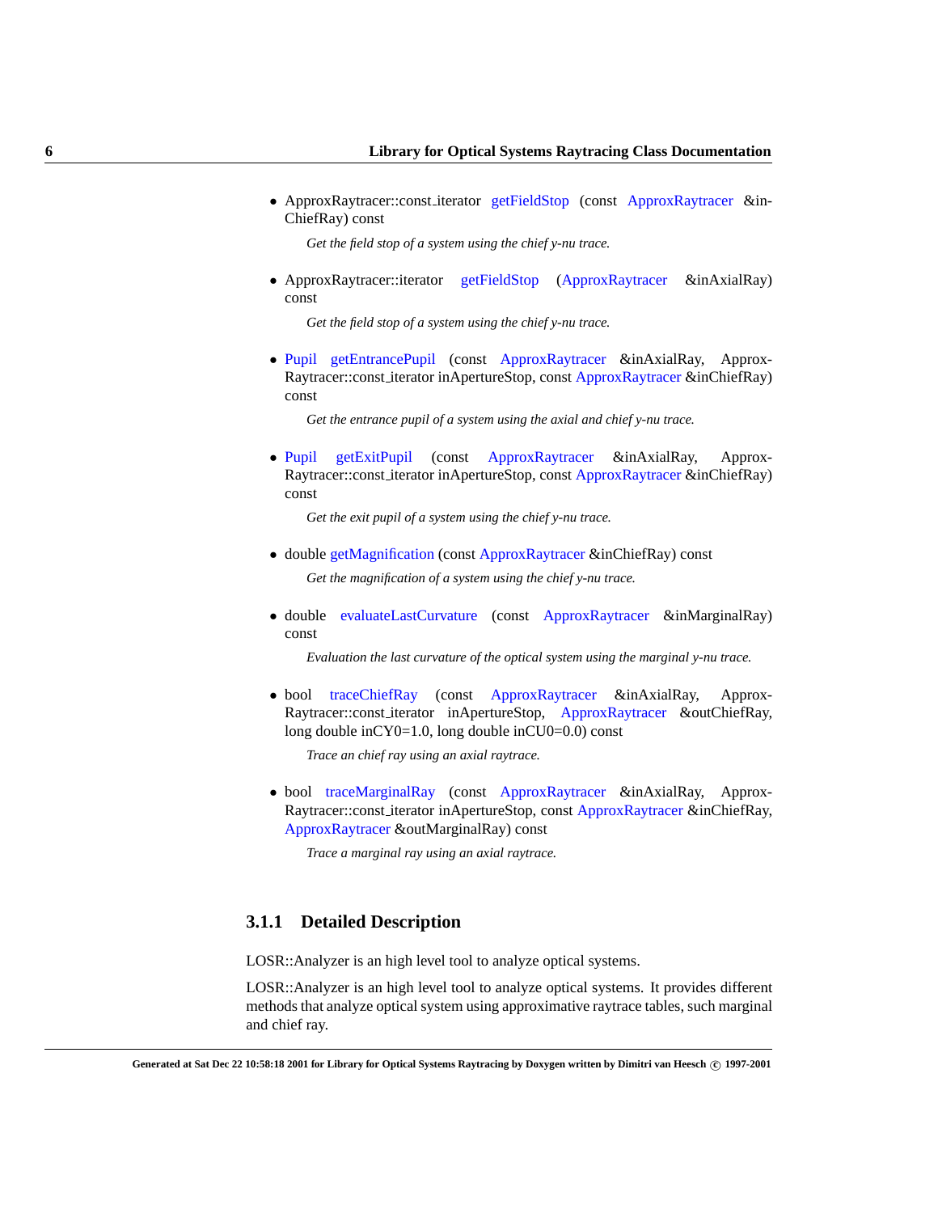- ApproxRaytracer::const_iterator getFieldStop (const ApproxRaytracer &inChiefRay) const

  *Get the field stop of a system using the chief y-nu trace.*

- ApproxRaytracer::iterator getFieldStop (ApproxRaytracer &inAxialRay) const

  *Get the field stop of a system using the chief y-nu trace.*

- Pupil getEntrancePupil (const ApproxRaytracer &inAxialRay, ApproxRaytracer::const_iterator inApertureStop, const ApproxRaytracer &inChiefRay) const

  *Get the entrance pupil of a system using the axial and chief y-nu trace.*

- Pupil getExitPupil (const ApproxRaytracer &inAxialRay, ApproxRaytracer::const_iterator inApertureStop, const ApproxRaytracer &inChiefRay) const

  *Get the exit pupil of a system using the chief y-nu trace.*

- double getMagnification (const ApproxRaytracer &inChiefRay) const

  *Get the magnification of a system using the chief y-nu trace.*

- double evaluateLastCurvature (const ApproxRaytracer &inMarginalRay) const

  *Evaluation the last curvature of the optical system using the marginal y-nu trace.*

- bool traceChiefRay (const ApproxRaytracer &inAxialRay, ApproxRaytracer::const_iterator inApertureStop, ApproxRaytracer &outChiefRay, long double inCY0=1.0, long double inCU0=0.0) const

  *Trace an chief ray using an axial raytrace.*

- bool traceMarginalRay (const ApproxRaytracer &inAxialRay, ApproxRaytracer::const_iterator inApertureStop, const ApproxRaytracer &inChiefRay, ApproxRaytracer &outMarginalRay) const

  *Trace a marginal ray using an axial raytrace.*

### 3.1.1 Detailed Description

LOSR::Analyzer is an high level tool to analyze optical systems.

LOSR::Analyzer is an high level tool to analyze optical systems. It provides different methods that analyze optical system using approximative raytrace tables, such marginal and chief ray.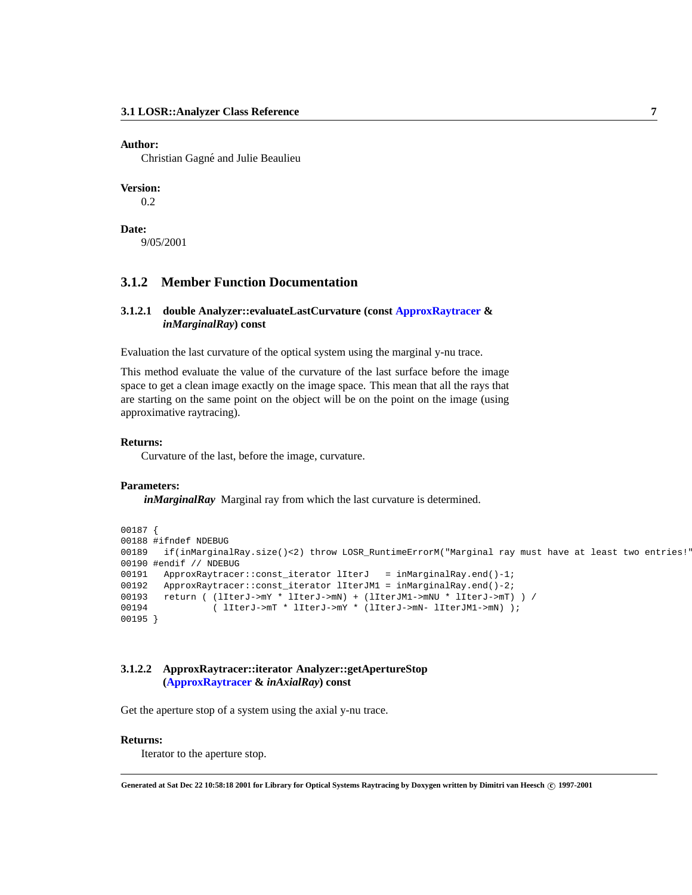**Author:**

Christian Gagné and Julie Beaulieu

**Version:**

0.2

**Date:**

9/05/2001

### 3.1.2 Member Function Documentation

#### 3.1.2.1 double Analyzer::evaluateLastCurvature (const ApproxRaytracer & *inMarginalRay*) const

Evaluation the last curvature of the optical system using the marginal y-nu trace.

This method evaluate the value of the curvature of the last surface before the image space to get a clean image exactly on the image space. This mean that all the rays that are starting on the same point on the object will be on the point on the image (using approximative raytracing).

**Returns:**

Curvature of the last, before the image, curvature.

**Parameters:**

***inMarginalRay*** Marginal ray from which the last curvature is determined.

```
00187 {
00188 #ifndef NDEBUG
00189   if(inMarginalRay.size()<2) throw LOSR_RuntimeErrorM("Marginal ray must have at least two entries!"
00190 #endif // NDEBUG
00191   ApproxRaytracer::const_iterator lIterJ   = inMarginalRay.end()-1;
00192   ApproxRaytracer::const_iterator lIterJM1 = inMarginalRay.end()-2;
00193   return ( (lIterJ->mY * lIterJ->mN) + (lIterJM1->mNU * lIterJ->mT) ) /
00194            ( lIterJ->mT * lIterJ->mY * (lIterJ->mN- lIterJM1->mN) );
00195 }
```

#### 3.1.2.2 ApproxRaytracer::iterator Analyzer::getApertureStop (ApproxRaytracer & *inAxialRay*) const

Get the aperture stop of a system using the axial y-nu trace.

**Returns:**

Iterator to the aperture stop.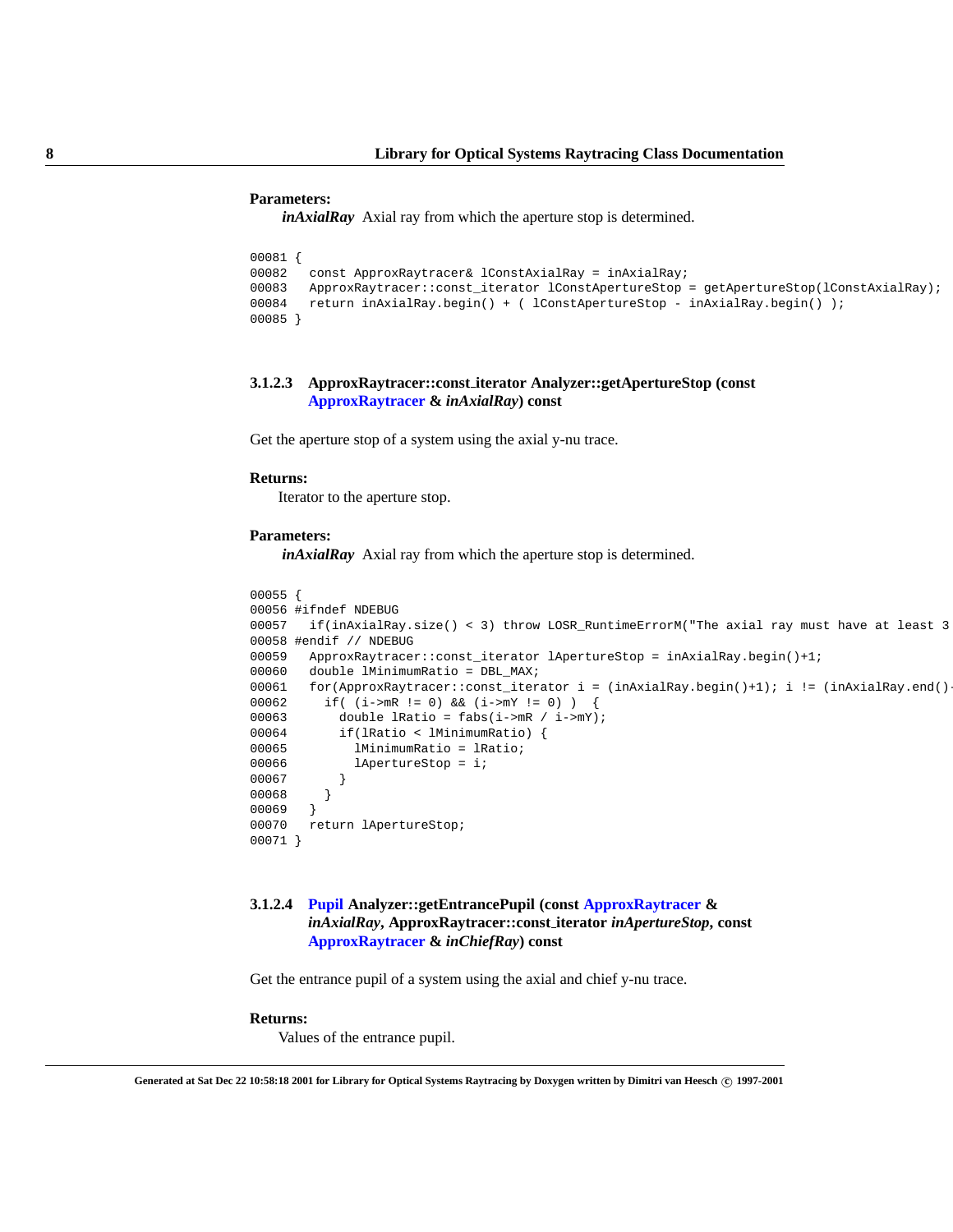**Parameters:**

*inAxialRay* Axial ray from which the aperture stop is determined.

```
00081 {
00082   const ApproxRaytracer& lConstAxialRay = inAxialRay;
00083   ApproxRaytracer::const_iterator lConstApertureStop = getApertureStop(lConstAxialRay);
00084   return inAxialRay.begin() + ( lConstApertureStop - inAxialRay.begin() );
00085 }
```

### 3.1.2.3 ApproxRaytracer::const_iterator Analyzer::getApertureStop (const ApproxRaytracer & *inAxialRay*) const

Get the aperture stop of a system using the axial y-nu trace.

**Returns:**

Iterator to the aperture stop.

**Parameters:**

*inAxialRay* Axial ray from which the aperture stop is determined.

```
00055 {
00056 #ifndef NDEBUG
00057   if(inAxialRay.size() < 3) throw LOSR_RuntimeErrorM("The axial ray must have at least 3
00058 #endif // NDEBUG
00059   ApproxRaytracer::const_iterator lApertureStop = inAxialRay.begin()+1;
00060   double lMinimumRatio = DBL_MAX;
00061   for(ApproxRaytracer::const_iterator i = (inAxialRay.begin()+1); i != (inAxialRay.end()
00062     if( (i->mR != 0) && (i->mY != 0) )  {
00063       double lRatio = fabs(i->mR / i->mY);
00064       if(lRatio < lMinimumRatio) {
00065         lMinimumRatio = lRatio;
00066         lApertureStop = i;
00067       }
00068     }
00069   }
00070   return lApertureStop;
00071 }
```

### 3.1.2.4 Pupil Analyzer::getEntrancePupil (const ApproxRaytracer & *inAxialRay*, ApproxRaytracer::const_iterator *inApertureStop*, const ApproxRaytracer & *inChiefRay*) const

Get the entrance pupil of a system using the axial and chief y-nu trace.

**Returns:**

Values of the entrance pupil.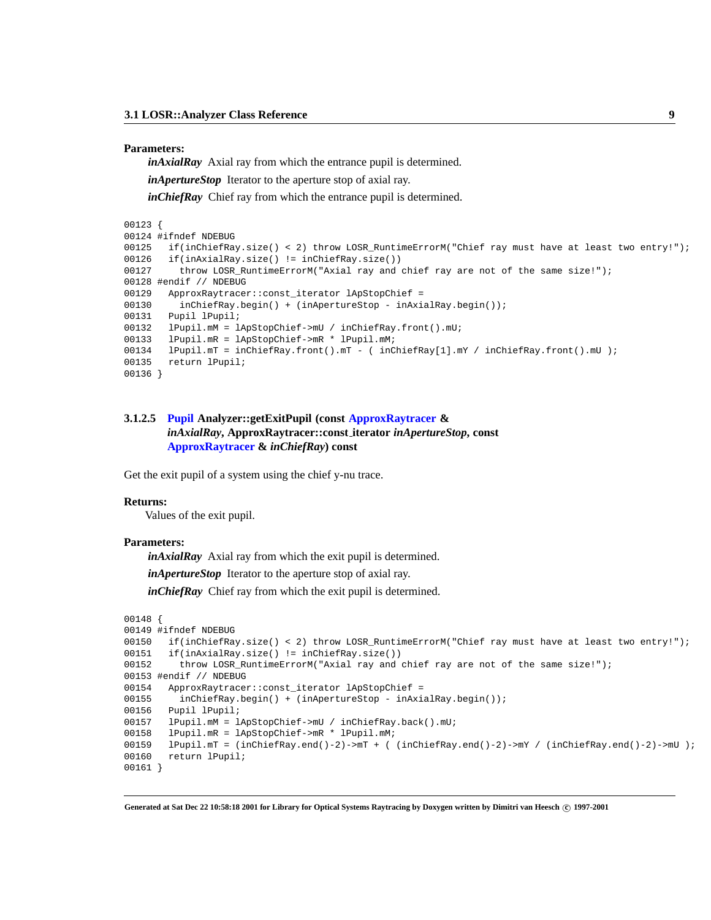**Parameters:**

*inAxialRay* Axial ray from which the entrance pupil is determined.

*inApertureStop* Iterator to the aperture stop of axial ray.

*inChiefRay* Chief ray from which the entrance pupil is determined.

```
00123 {
00124 #ifndef NDEBUG
00125   if(inChiefRay.size() < 2) throw LOSR_RuntimeErrorM("Chief ray must have at least two entry!");
00126   if(inAxialRay.size() != inChiefRay.size())
00127     throw LOSR_RuntimeErrorM("Axial ray and chief ray are not of the same size!");
00128 #endif // NDEBUG
00129   ApproxRaytracer::const_iterator lApStopChief =
00130     inChiefRay.begin() + (inApertureStop - inAxialRay.begin());
00131   Pupil lPupil;
00132   lPupil.mM = lApStopChief->mU / inChiefRay.front().mU;
00133   lPupil.mR = lApStopChief->mR * lPupil.mM;
00134   lPupil.mT = inChiefRay.front().mT - ( inChiefRay[1].mY / inChiefRay.front().mU );
00135   return lPupil;
00136 }
```

#### 3.1.2.5 Pupil Analyzer::getExitPupil (const ApproxRaytracer & *inAxialRay*, ApproxRaytracer::const_iterator *inApertureStop*, const ApproxRaytracer & *inChiefRay*) const

Get the exit pupil of a system using the chief y-nu trace.

**Returns:**

Values of the exit pupil.

**Parameters:**

*inAxialRay* Axial ray from which the exit pupil is determined.

*inApertureStop* Iterator to the aperture stop of axial ray.

*inChiefRay* Chief ray from which the exit pupil is determined.

```
00148 {
00149 #ifndef NDEBUG
00150   if(inChiefRay.size() < 2) throw LOSR_RuntimeErrorM("Chief ray must have at least two entry!");
00151   if(inAxialRay.size() != inChiefRay.size())
00152     throw LOSR_RuntimeErrorM("Axial ray and chief ray are not of the same size!");
00153 #endif // NDEBUG
00154   ApproxRaytracer::const_iterator lApStopChief =
00155     inChiefRay.begin() + (inApertureStop - inAxialRay.begin());
00156   Pupil lPupil;
00157   lPupil.mM = lApStopChief->mU / inChiefRay.back().mU;
00158   lPupil.mR = lApStopChief->mR * lPupil.mM;
00159   lPupil.mT = (inChiefRay.end()-2)->mT + ( (inChiefRay.end()-2)->mY / (inChiefRay.end()-2)->mU );
00160   return lPupil;
00161 }
```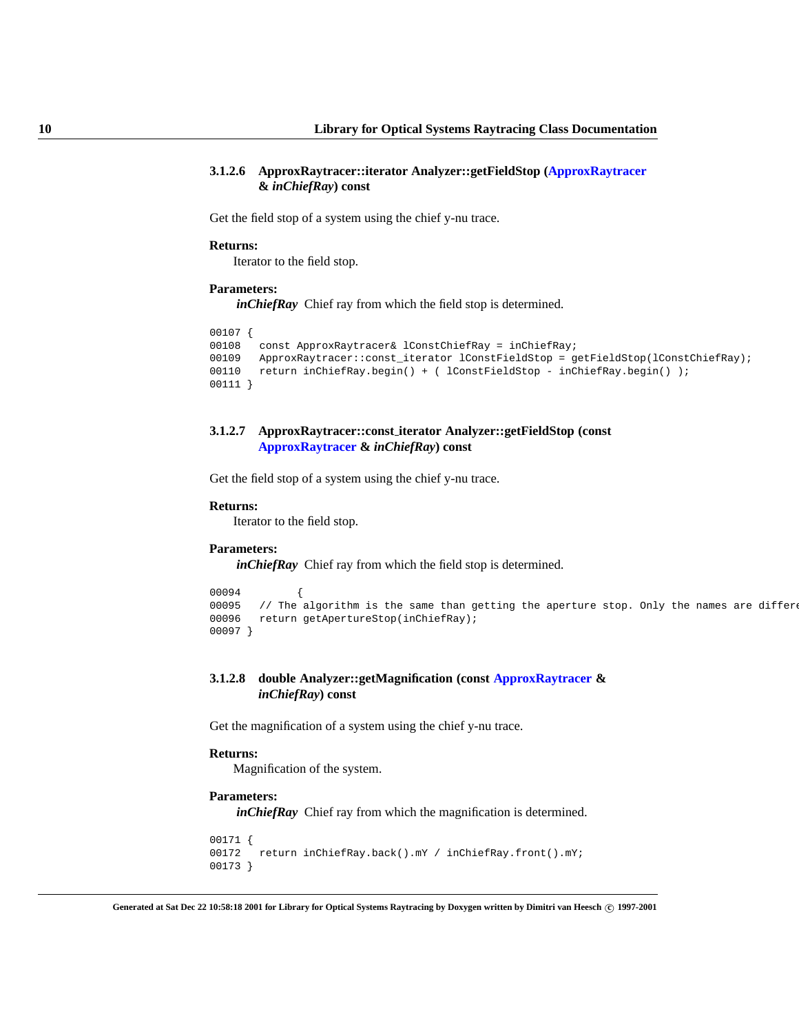#### 3.1.2.6 ApproxRaytracer::iterator Analyzer::getFieldStop (ApproxRaytracer & *inChiefRay*) const

Get the field stop of a system using the chief y-nu trace.

**Returns:**

Iterator to the field stop.

**Parameters:**

***inChiefRay*** Chief ray from which the field stop is determined.

```
00107 {
00108   const ApproxRaytracer& lConstChiefRay = inChiefRay;
00109   ApproxRaytracer::const_iterator lConstFieldStop = getFieldStop(lConstChiefRay);
00110   return inChiefRay.begin() + ( lConstFieldStop - inChiefRay.begin() );
00111 }
```

#### 3.1.2.7 ApproxRaytracer::const_iterator Analyzer::getFieldStop (const ApproxRaytracer & *inChiefRay*) const

Get the field stop of a system using the chief y-nu trace.

**Returns:**

Iterator to the field stop.

**Parameters:**

***inChiefRay*** Chief ray from which the field stop is determined.

```
00094         {
00095   // The algorithm is the same than getting the aperture stop. Only the names are differe
00096   return getApertureStop(inChiefRay);
00097 }
```

#### 3.1.2.8 double Analyzer::getMagnification (const ApproxRaytracer & *inChiefRay*) const

Get the magnification of a system using the chief y-nu trace.

**Returns:**

Magnification of the system.

**Parameters:**

***inChiefRay*** Chief ray from which the magnification is determined.

```
00171 {
00172   return inChiefRay.back().mY / inChiefRay.front().mY;
00173 }
```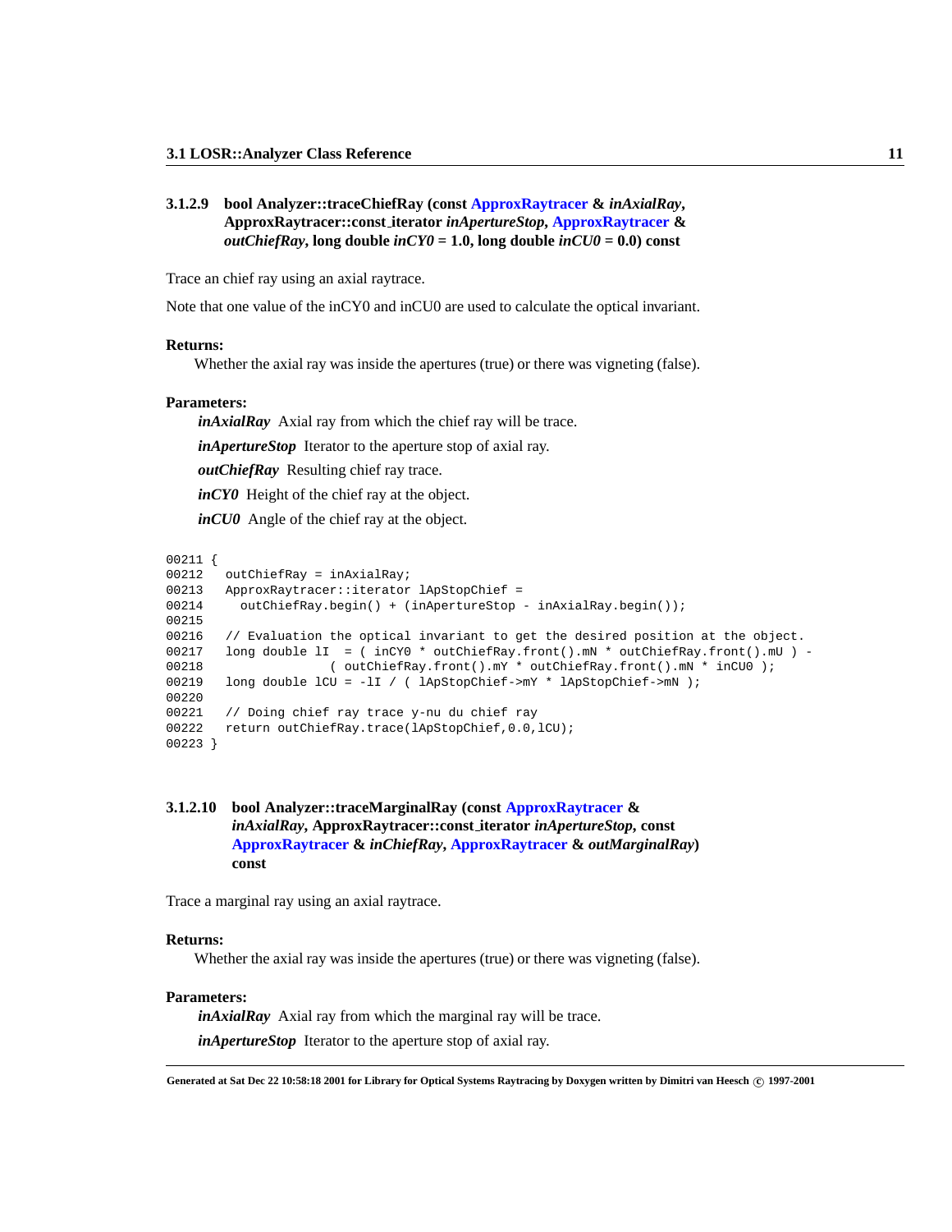#### 3.1.2.9 bool Analyzer::traceChiefRay (const ApproxRaytracer & *inAxialRay*, ApproxRaytracer::const_iterator *inApertureStop*, ApproxRaytracer & *outChiefRay*, long double *inCY0* = 1.0, long double *inCU0* = 0.0) const

Trace an chief ray using an axial raytrace.

Note that one value of the inCY0 and inCU0 are used to calculate the optical invariant.

**Returns:**

Whether the axial ray was inside the apertures (true) or there was vigneting (false).

**Parameters:**

***inAxialRay*** Axial ray from which the chief ray will be trace.

***inApertureStop*** Iterator to the aperture stop of axial ray.

***outChiefRay*** Resulting chief ray trace.

***inCY0*** Height of the chief ray at the object.

***inCU0*** Angle of the chief ray at the object.

```
00211 {
00212   outChiefRay = inAxialRay;
00213   ApproxRaytracer::iterator lApStopChief =
00214     outChiefRay.begin() + (inApertureStop - inAxialRay.begin());
00215
00216   // Evaluation the optical invariant to get the desired position at the object.
00217   long double lI  = ( inCY0 * outChiefRay.front().mN * outChiefRay.front().mU ) -
00218                  ( outChiefRay.front().mY * outChiefRay.front().mN * inCU0 );
00219   long double lCU = -lI / ( lApStopChief->mY * lApStopChief->mN );
00220
00221   // Doing chief ray trace y-nu du chief ray
00222   return outChiefRay.trace(lApStopChief,0.0,lCU);
00223 }
```

#### 3.1.2.10 bool Analyzer::traceMarginalRay (const ApproxRaytracer & *inAxialRay*, ApproxRaytracer::const_iterator *inApertureStop*, const ApproxRaytracer & *inChiefRay*, ApproxRaytracer & *outMarginalRay*) const

Trace a marginal ray using an axial raytrace.

**Returns:**

Whether the axial ray was inside the apertures (true) or there was vigneting (false).

**Parameters:**

***inAxialRay*** Axial ray from which the marginal ray will be trace.

***inApertureStop*** Iterator to the aperture stop of axial ray.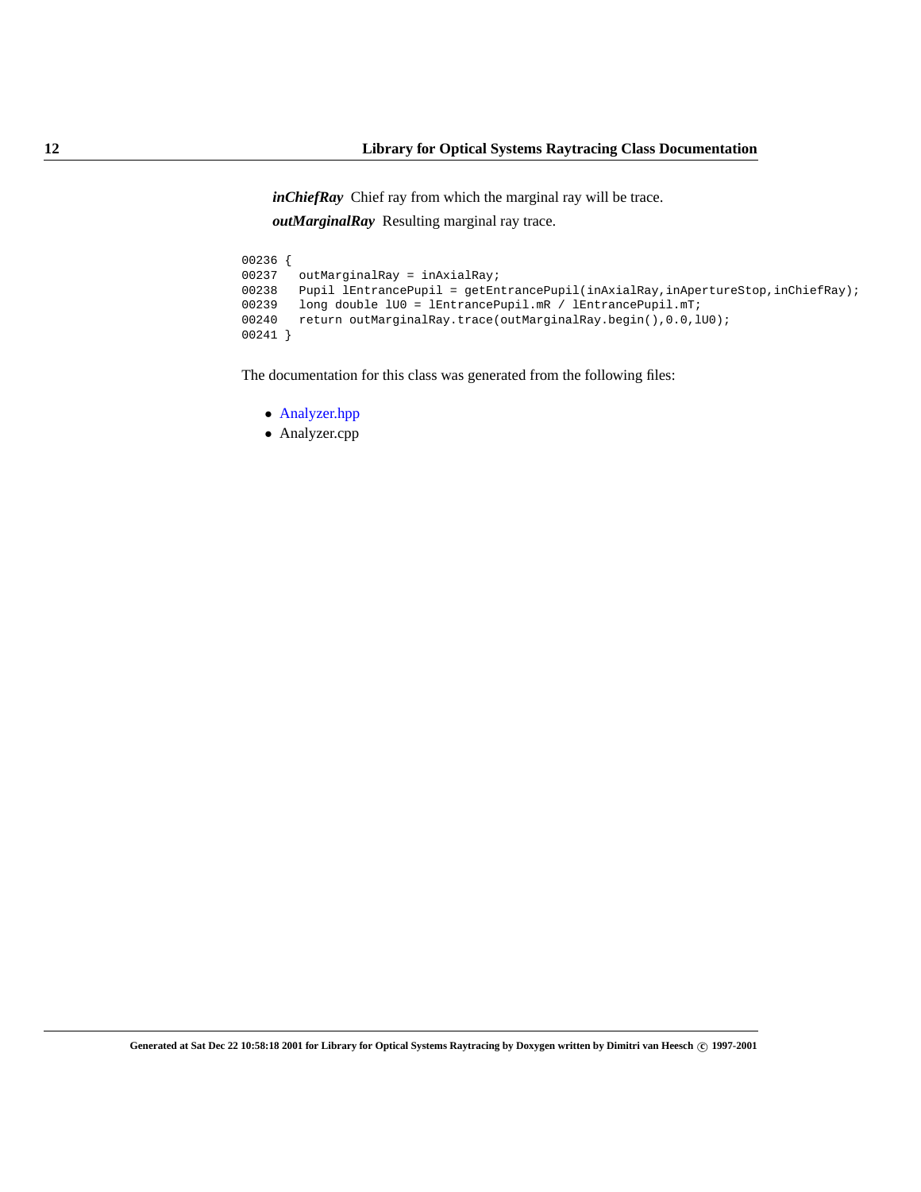***inChiefRay*** Chief ray from which the marginal ray will be trace.

***outMarginalRay*** Resulting marginal ray trace.

```
00236 {
00237   outMarginalRay = inAxialRay;
00238   Pupil lEntrancePupil = getEntrancePupil(inAxialRay,inApertureStop,inChiefRay);
00239   long double lU0 = lEntrancePupil.mR / lEntrancePupil.mT;
00240   return outMarginalRay.trace(outMarginalRay.begin(),0.0,lU0);
00241 }
```

The documentation for this class was generated from the following files:

- Analyzer.hpp
- Analyzer.cpp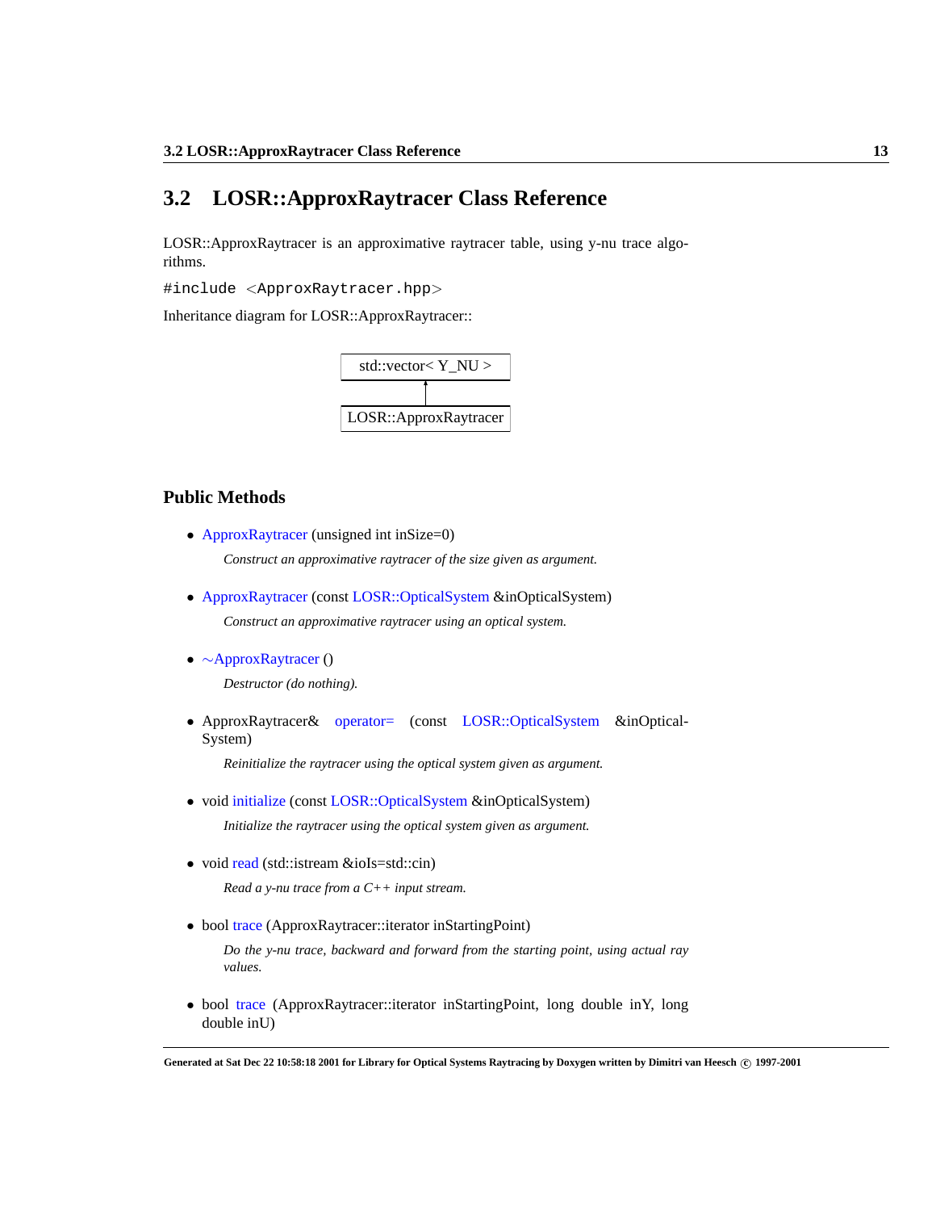## 3.2 LOSR::ApproxRaytracer Class Reference

LOSR::ApproxRaytracer is an approximative raytracer table, using y-nu trace algorithms.

```
#include <ApproxRaytracer.hpp>
```

Inheritance diagram for LOSR::ApproxRaytracer::

```
std::vector< Y_NU >
        ^
        |
LOSR::ApproxRaytracer
```

### Public Methods

- ApproxRaytracer (unsigned int inSize=0)

  *Construct an approximative raytracer of the size given as argument.*

- ApproxRaytracer (const LOSR::OpticalSystem &inOpticalSystem)

  *Construct an approximative raytracer using an optical system.*

- ~ApproxRaytracer ()

  *Destructor (do nothing).*

- ApproxRaytracer& operator= (const LOSR::OpticalSystem &inOpticalSystem)

  *Reinitialize the raytracer using the optical system given as argument.*

- void initialize (const LOSR::OpticalSystem &inOpticalSystem)

  *Initialize the raytracer using the optical system given as argument.*

- void read (std::istream &ioIs=std::cin)

  *Read a y-nu trace from a C++ input stream.*

- bool trace (ApproxRaytracer::iterator inStartingPoint)

  *Do the y-nu trace, backward and forward from the starting point, using actual ray values.*

- bool trace (ApproxRaytracer::iterator inStartingPoint, long double inY, long double inU)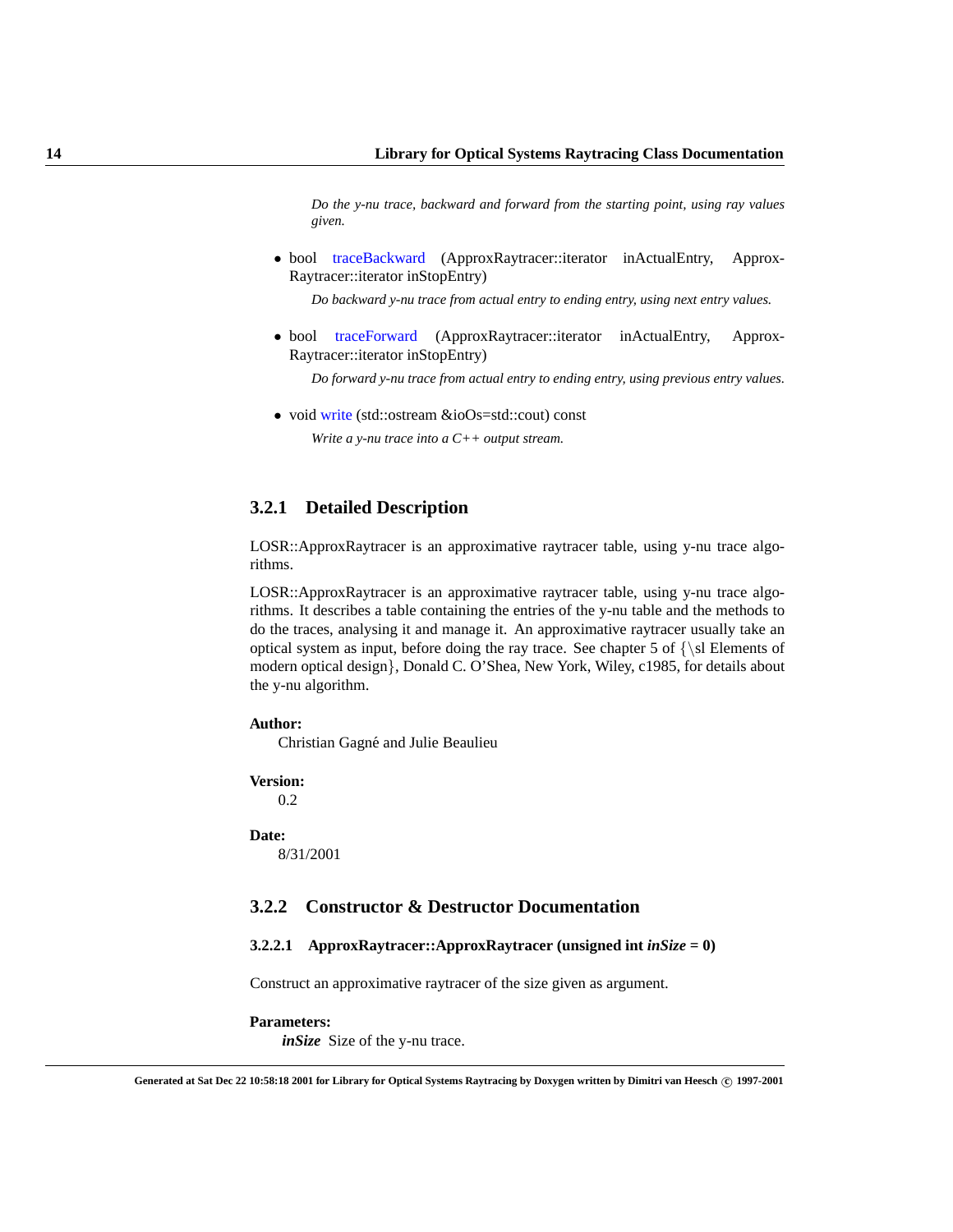*Do the y-nu trace, backward and forward from the starting point, using ray values given.*

- bool traceBackward (ApproxRaytracer::iterator inActualEntry, ApproxRaytracer::iterator inStopEntry)

  *Do backward y-nu trace from actual entry to ending entry, using next entry values.*

- bool traceForward (ApproxRaytracer::iterator inActualEntry, ApproxRaytracer::iterator inStopEntry)

  *Do forward y-nu trace from actual entry to ending entry, using previous entry values.*

- void write (std::ostream &ioOs=std::cout) const

  *Write a y-nu trace into a C++ output stream.*

### 3.2.1 Detailed Description

LOSR::ApproxRaytracer is an approximative raytracer table, using y-nu trace algorithms.

LOSR::ApproxRaytracer is an approximative raytracer table, using y-nu trace algorithms. It describes a table containing the entries of the y-nu table and the methods to do the traces, analysing it and manage it. An approximative raytracer usually take an optical system as input, before doing the ray trace. See chapter 5 of {\sl Elements of modern optical design}, Donald C. O'Shea, New York, Wiley, c1985, for details about the y-nu algorithm.

**Author:**

Christian Gagné and Julie Beaulieu

**Version:**

0.2

**Date:**

8/31/2001

### 3.2.2 Constructor & Destructor Documentation

#### 3.2.2.1 ApproxRaytracer::ApproxRaytracer (unsigned int *inSize* = 0)

Construct an approximative raytracer of the size given as argument.

**Parameters:**

***inSize*** Size of the y-nu trace.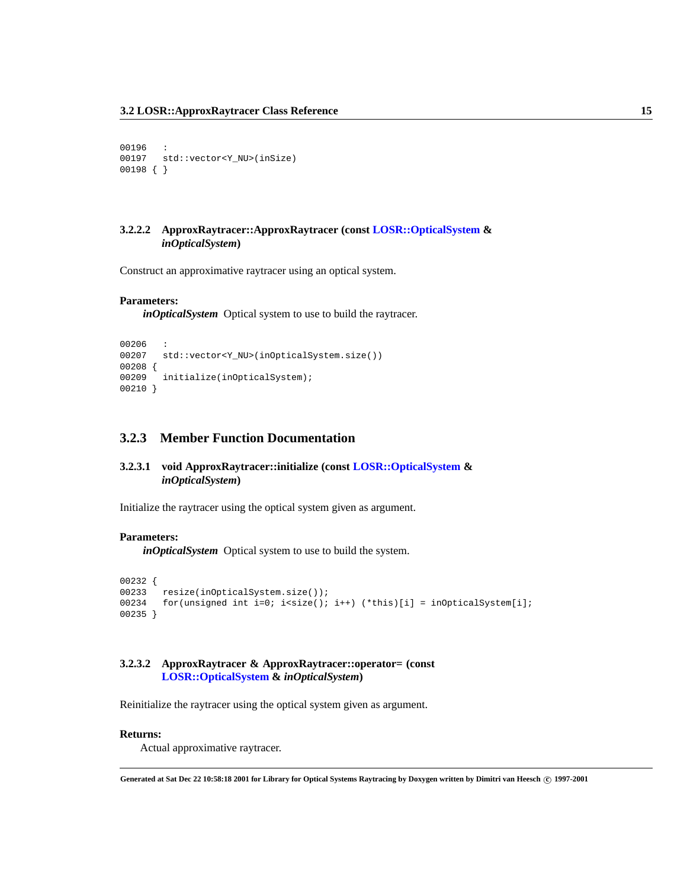```
00196   :
00197   std::vector<Y_NU>(inSize)
00198 { }
```

#### 3.2.2.2 ApproxRaytracer::ApproxRaytracer (const LOSR::OpticalSystem & *inOpticalSystem*)

Construct an approximative raytracer using an optical system.

**Parameters:**

***inOpticalSystem*** Optical system to use to build the raytracer.

```
00206   :
00207   std::vector<Y_NU>(inOpticalSystem.size())
00208 {
00209   initialize(inOpticalSystem);
00210 }
```

### 3.2.3 Member Function Documentation

#### 3.2.3.1 void ApproxRaytracer::initialize (const LOSR::OpticalSystem & *inOpticalSystem*)

Initialize the raytracer using the optical system given as argument.

**Parameters:**

***inOpticalSystem*** Optical system to use to build the system.

```
00232 {
00233   resize(inOpticalSystem.size());
00234   for(unsigned int i=0; i<size(); i++) (*this)[i] = inOpticalSystem[i];
00235 }
```

#### 3.2.3.2 ApproxRaytracer & ApproxRaytracer::operator= (const LOSR::OpticalSystem & *inOpticalSystem*)

Reinitialize the raytracer using the optical system given as argument.

**Returns:**

Actual approximative raytracer.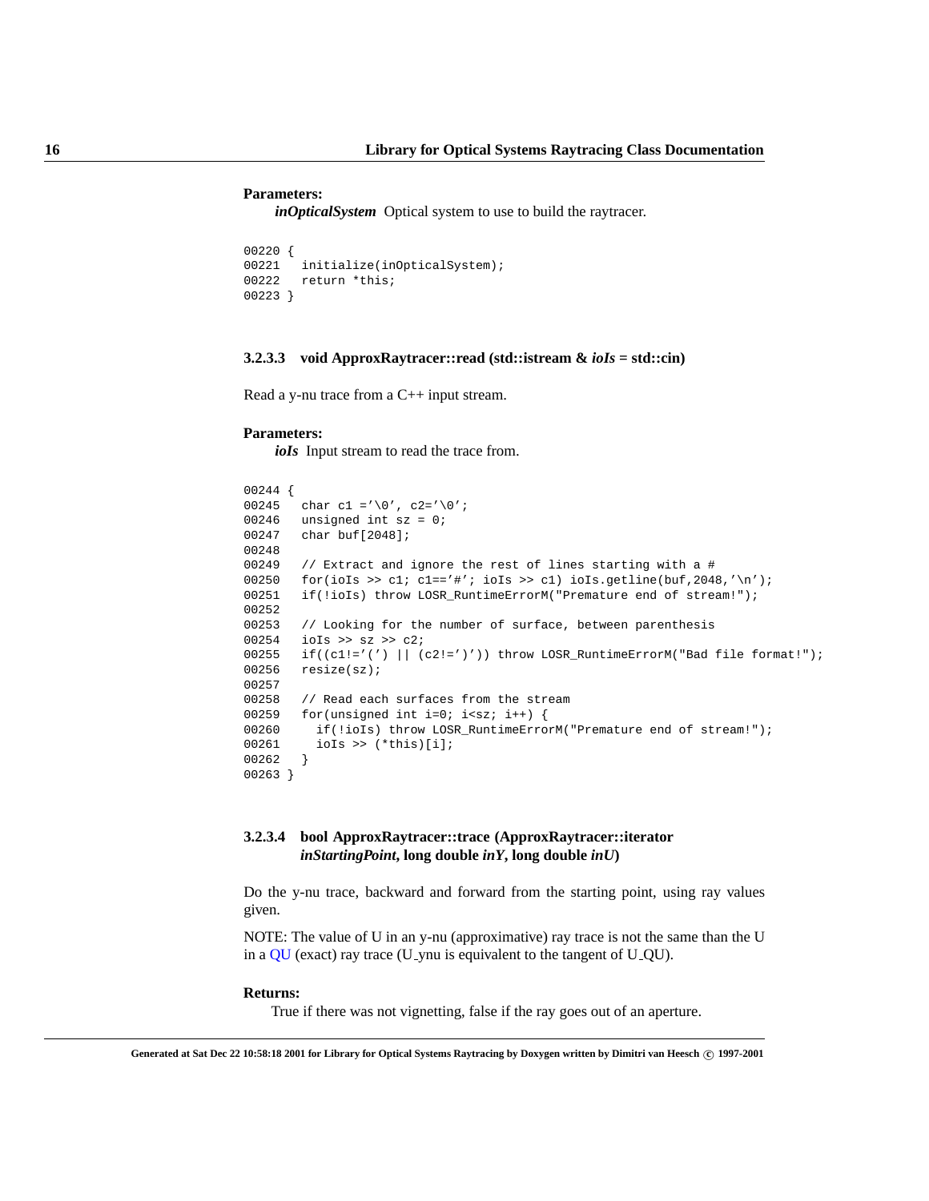**Parameters:**

*inOpticalSystem* Optical system to use to build the raytracer.

```
00220 {
00221   initialize(inOpticalSystem);
00222   return *this;
00223 }
```

#### 3.2.3.3 void ApproxRaytracer::read (std::istream & *ioIs* = std::cin)

Read a y-nu trace from a C++ input stream.

**Parameters:**

*ioIs* Input stream to read the trace from.

```
00244 {
00245   char c1 ='\0', c2='\0';
00246   unsigned int sz = 0;
00247   char buf[2048];
00248
00249   // Extract and ignore the rest of lines starting with a #
00250   for(ioIs >> c1; c1=='#'; ioIs >> c1) ioIs.getline(buf,2048,'\n');
00251   if(!ioIs) throw LOSR_RuntimeErrorM("Premature end of stream!");
00252
00253   // Looking for the number of surface, between parenthesis
00254   ioIs >> sz >> c2;
00255   if((c1!='(') || (c2!=')')) throw LOSR_RuntimeErrorM("Bad file format!");
00256   resize(sz);
00257
00258   // Read each surfaces from the stream
00259   for(unsigned int i=0; i<sz; i++) {
00260     if(!ioIs) throw LOSR_RuntimeErrorM("Premature end of stream!");
00261     ioIs >> (*this)[i];
00262   }
00263 }
```

#### 3.2.3.4 bool ApproxRaytracer::trace (ApproxRaytracer::iterator *inStartingPoint*, long double *inY*, long double *inU*)

Do the y-nu trace, backward and forward from the starting point, using ray values given.

NOTE: The value of U in an y-nu (approximative) ray trace is not the same than the U in a QU (exact) ray trace (U_ynu is equivalent to the tangent of U_QU).

**Returns:**

True if there was not vignetting, false if the ray goes out of an aperture.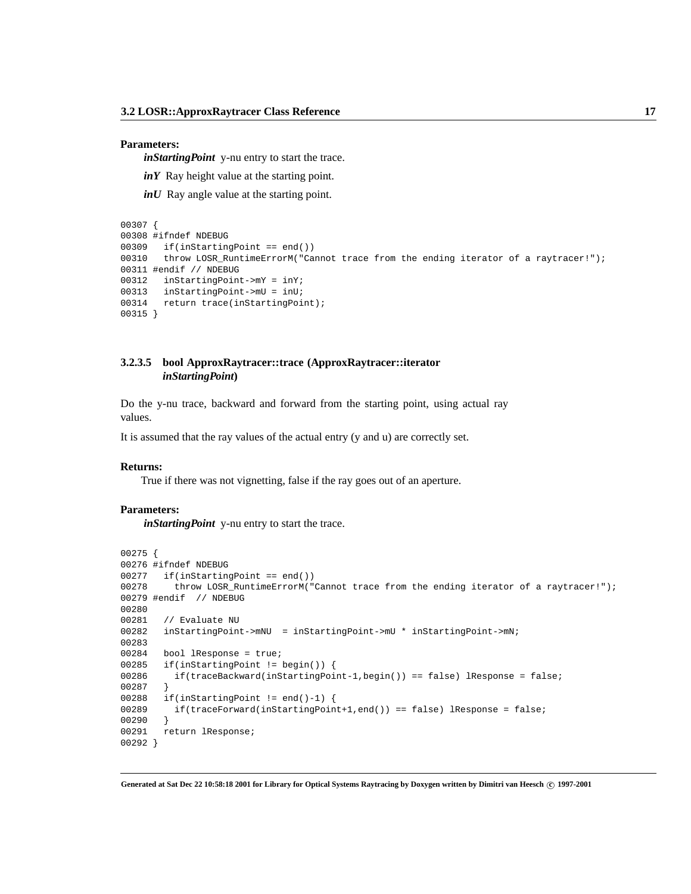**Parameters:**

*inStartingPoint* y-nu entry to start the trace.

*inY* Ray height value at the starting point.

*inU* Ray angle value at the starting point.

```
00307 {
00308 #ifndef NDEBUG
00309   if(inStartingPoint == end())
00310   throw LOSR_RuntimeErrorM("Cannot trace from the ending iterator of a raytracer!");
00311 #endif // NDEBUG
00312   inStartingPoint->mY = inY;
00313   inStartingPoint->mU = inU;
00314   return trace(inStartingPoint);
00315 }
```

#### 3.2.3.5 bool ApproxRaytracer::trace (ApproxRaytracer::iterator *inStartingPoint*)

Do the y-nu trace, backward and forward from the starting point, using actual ray values.

It is assumed that the ray values of the actual entry (y and u) are correctly set.

**Returns:**

True if there was not vignetting, false if the ray goes out of an aperture.

**Parameters:**

*inStartingPoint* y-nu entry to start the trace.

```
00275 {
00276 #ifndef NDEBUG
00277   if(inStartingPoint == end())
00278     throw LOSR_RuntimeErrorM("Cannot trace from the ending iterator of a raytracer!");
00279 #endif  // NDEBUG
00280
00281   // Evaluate NU
00282   inStartingPoint->mNU  = inStartingPoint->mU * inStartingPoint->mN;
00283
00284   bool lResponse = true;
00285   if(inStartingPoint != begin()) {
00286     if(traceBackward(inStartingPoint-1,begin()) == false) lResponse = false;
00287   }
00288   if(inStartingPoint != end()-1) {
00289     if(traceForward(inStartingPoint+1,end()) == false) lResponse = false;
00290   }
00291   return lResponse;
00292 }
```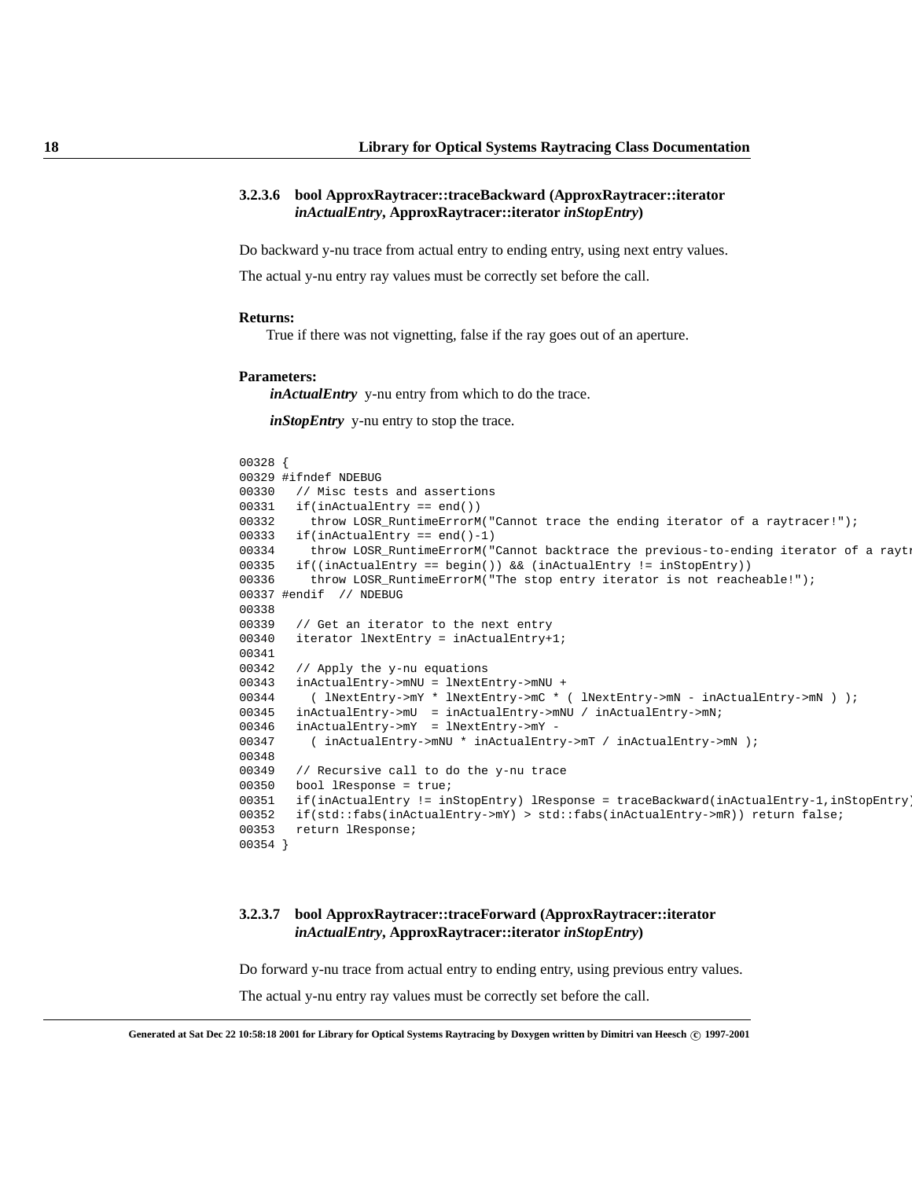#### 3.2.3.6 bool ApproxRaytracer::traceBackward (ApproxRaytracer::iterator *inActualEntry*, ApproxRaytracer::iterator *inStopEntry*)

Do backward y-nu trace from actual entry to ending entry, using next entry values.

The actual y-nu entry ray values must be correctly set before the call.

**Returns:**

True if there was not vignetting, false if the ray goes out of an aperture.

**Parameters:**

***inActualEntry*** y-nu entry from which to do the trace.

***inStopEntry*** y-nu entry to stop the trace.

```
00328 {
00329 #ifndef NDEBUG
00330   // Misc tests and assertions
00331   if(inActualEntry == end())
00332     throw LOSR_RuntimeErrorM("Cannot trace the ending iterator of a raytracer!");
00333   if(inActualEntry == end()-1)
00334     throw LOSR_RuntimeErrorM("Cannot backtrace the previous-to-ending iterator of a raytr
00335   if((inActualEntry == begin()) && (inActualEntry != inStopEntry))
00336     throw LOSR_RuntimeErrorM("The stop entry iterator is not reacheable!");
00337 #endif  // NDEBUG
00338 
00339   // Get an iterator to the next entry
00340   iterator lNextEntry = inActualEntry+1;
00341 
00342   // Apply the y-nu equations
00343   inActualEntry->mNU = lNextEntry->mNU +
00344     ( lNextEntry->mY * lNextEntry->mC * ( lNextEntry->mN - inActualEntry->mN ) );
00345   inActualEntry->mU  = inActualEntry->mNU / inActualEntry->mN;
00346   inActualEntry->mY  = lNextEntry->mY -
00347     ( inActualEntry->mNU * inActualEntry->mT / inActualEntry->mN );
00348 
00349   // Recursive call to do the y-nu trace
00350   bool lResponse = true;
00351   if(inActualEntry != inStopEntry) lResponse = traceBackward(inActualEntry-1,inStopEntry)
00352   if(std::fabs(inActualEntry->mY) > std::fabs(inActualEntry->mR)) return false;
00353   return lResponse;
00354 }
```

#### 3.2.3.7 bool ApproxRaytracer::traceForward (ApproxRaytracer::iterator *inActualEntry*, ApproxRaytracer::iterator *inStopEntry*)

Do forward y-nu trace from actual entry to ending entry, using previous entry values.

The actual y-nu entry ray values must be correctly set before the call.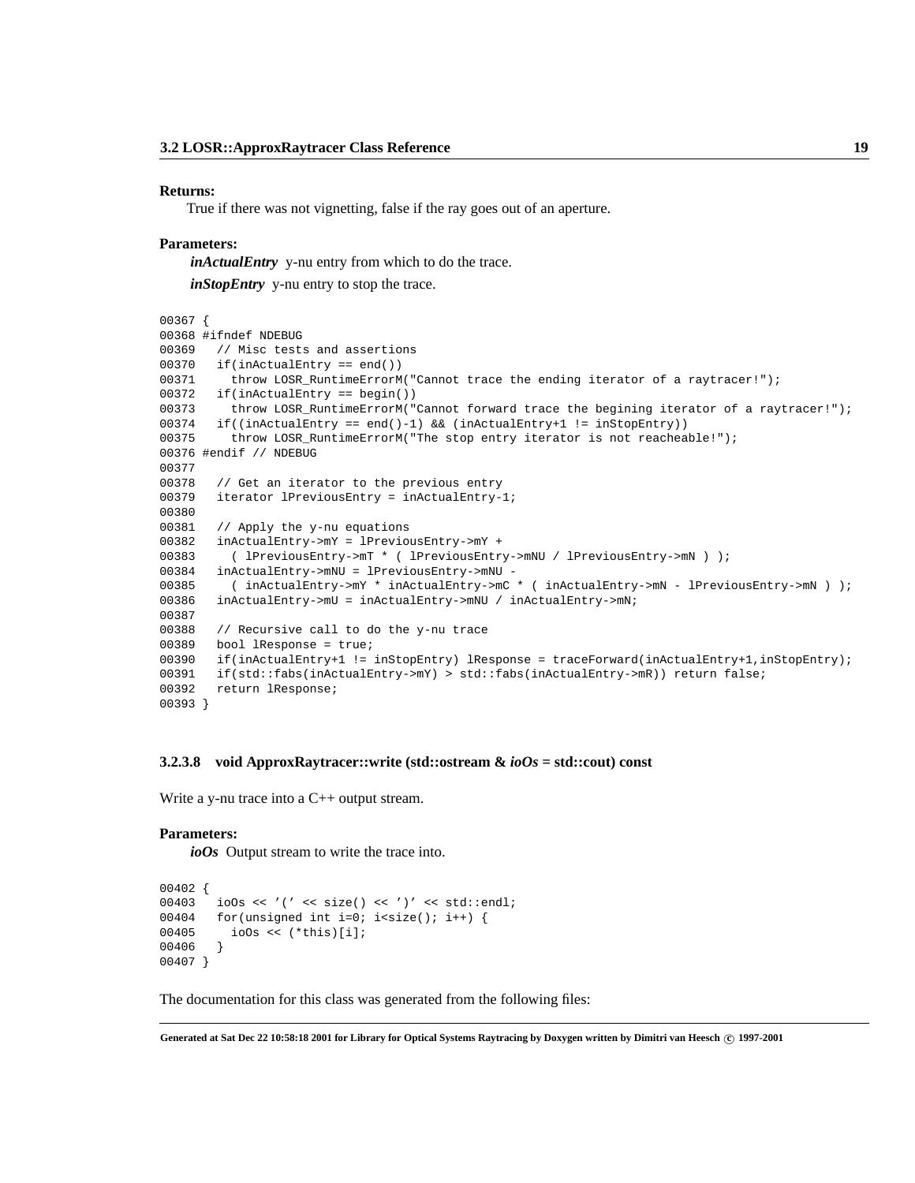**Returns:**

True if there was not vignetting, false if the ray goes out of an aperture.

**Parameters:**

***inActualEntry*** y-nu entry from which to do the trace.

***inStopEntry*** y-nu entry to stop the trace.

```
00367 {
00368 #ifndef NDEBUG
00369   // Misc tests and assertions
00370   if(inActualEntry == end())
00371     throw LOSR_RuntimeErrorM("Cannot trace the ending iterator of a raytracer!");
00372   if(inActualEntry == begin())
00373     throw LOSR_RuntimeErrorM("Cannot forward trace the begining iterator of a raytracer!");
00374   if((inActualEntry == end()-1) && (inActualEntry+1 != inStopEntry))
00375     throw LOSR_RuntimeErrorM("The stop entry iterator is not reacheable!");
00376 #endif // NDEBUG
00377
00378   // Get an iterator to the previous entry
00379   iterator lPreviousEntry = inActualEntry-1;
00380
00381   // Apply the y-nu equations
00382   inActualEntry->mY = lPreviousEntry->mY +
00383     ( lPreviousEntry->mT * ( lPreviousEntry->mNU / lPreviousEntry->mN ) );
00384   inActualEntry->mNU = lPreviousEntry->mNU -
00385     ( inActualEntry->mY * inActualEntry->mC * ( inActualEntry->mN - lPreviousEntry->mN ) );
00386   inActualEntry->mU = inActualEntry->mNU / inActualEntry->mN;
00387
00388   // Recursive call to do the y-nu trace
00389   bool lResponse = true;
00390   if(inActualEntry+1 != inStopEntry) lResponse = traceForward(inActualEntry+1,inStopEntry);
00391   if(std::fabs(inActualEntry->mY) > std::fabs(inActualEntry->mR)) return false;
00392   return lResponse;
00393 }
```

#### 3.2.3.8 void ApproxRaytracer::write (std::ostream & *ioOs* = std::cout) const

Write a y-nu trace into a C++ output stream.

**Parameters:**

***ioOs*** Output stream to write the trace into.

```
00402 {
00403   ioOs << '(' << size() << ')' << std::endl;
00404   for(unsigned int i=0; i<size(); i++) {
00405     ioOs << (*this)[i];
00406   }
00407 }
```

The documentation for this class was generated from the following files: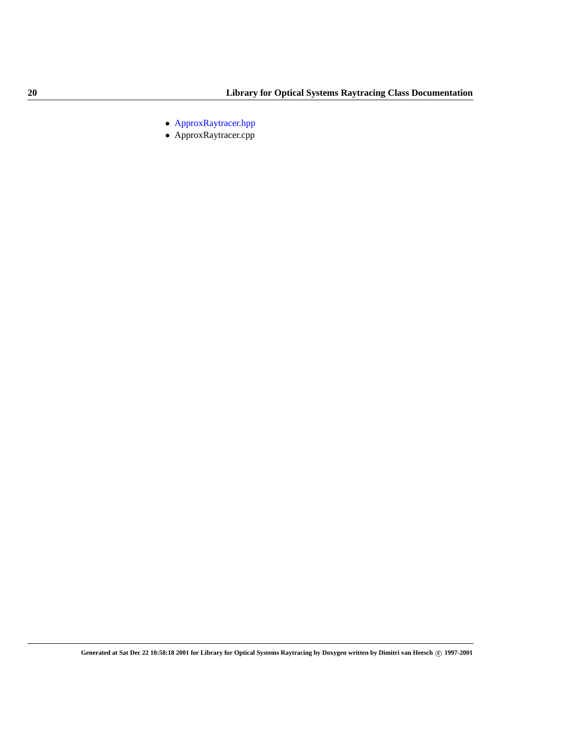- ApproxRaytracer.hpp
- ApproxRaytracer.cpp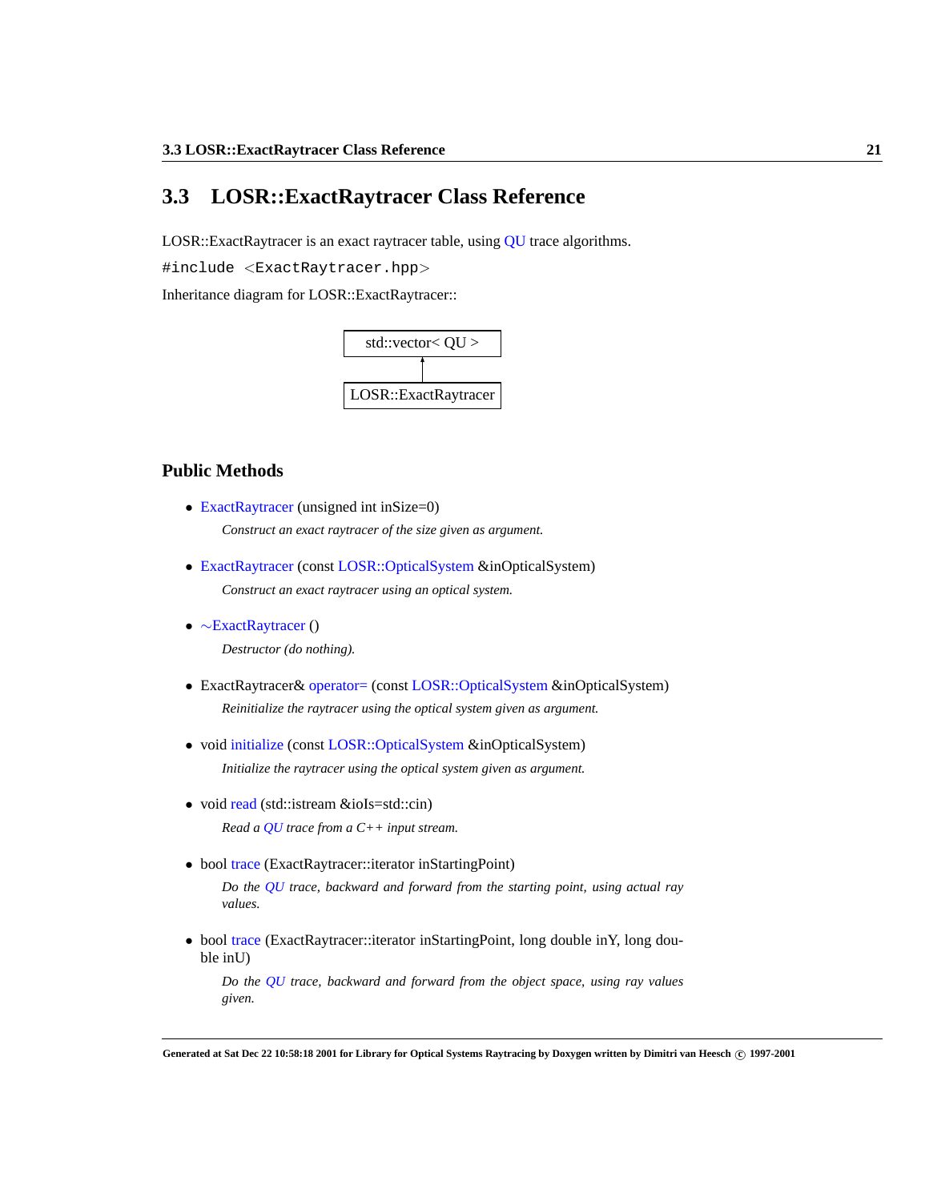## 3.3 LOSR::ExactRaytracer Class Reference

LOSR::ExactRaytracer is an exact raytracer table, using QU trace algorithms.

```
#include <ExactRaytracer.hpp>
```

Inheritance diagram for LOSR::ExactRaytracer::

std::vector< QU >
↑
LOSR::ExactRaytracer

### Public Methods

- ExactRaytracer (unsigned int inSize=0)

  *Construct an exact raytracer of the size given as argument.*

- ExactRaytracer (const LOSR::OpticalSystem &inOpticalSystem)

  *Construct an exact raytracer using an optical system.*

- ~ExactRaytracer ()

  *Destructor (do nothing).*

- ExactRaytracer& operator= (const LOSR::OpticalSystem &inOpticalSystem)

  *Reinitialize the raytracer using the optical system given as argument.*

- void initialize (const LOSR::OpticalSystem &inOpticalSystem)

  *Initialize the raytracer using the optical system given as argument.*

- void read (std::istream &ioIs=std::cin)

  *Read a QU trace from a C++ input stream.*

- bool trace (ExactRaytracer::iterator inStartingPoint)

  *Do the QU trace, backward and forward from the starting point, using actual ray values.*

- bool trace (ExactRaytracer::iterator inStartingPoint, long double inY, long double inU)

  *Do the QU trace, backward and forward from the object space, using ray values given.*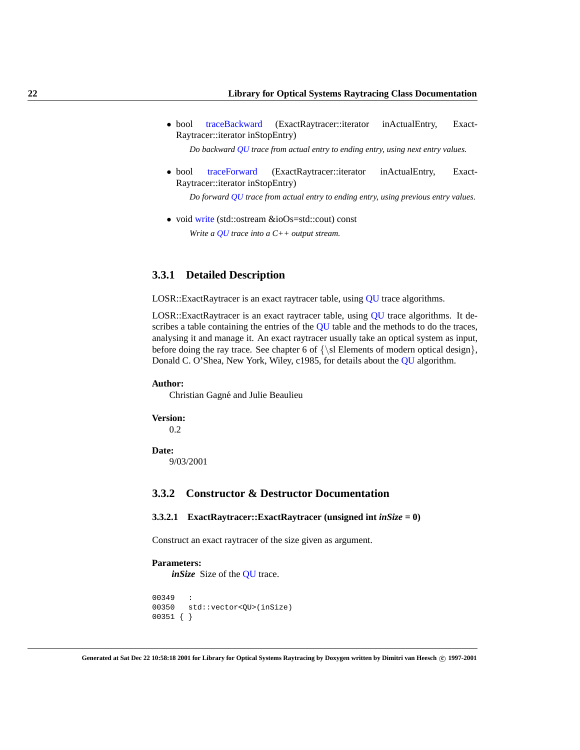- bool traceBackward (ExactRaytracer::iterator inActualEntry, ExactRaytracer::iterator inStopEntry)

  *Do backward QU trace from actual entry to ending entry, using next entry values.*

- bool traceForward (ExactRaytracer::iterator inActualEntry, ExactRaytracer::iterator inStopEntry)

  *Do forward QU trace from actual entry to ending entry, using previous entry values.*

- void write (std::ostream &ioOs=std::cout) const

  *Write a QU trace into a C++ output stream.*

### 3.3.1 Detailed Description

LOSR::ExactRaytracer is an exact raytracer table, using QU trace algorithms.

LOSR::ExactRaytracer is an exact raytracer table, using QU trace algorithms. It describes a table containing the entries of the QU table and the methods to do the traces, analysing it and manage it. An exact raytracer usually take an optical system as input, before doing the ray trace. See chapter 6 of {\sl Elements of modern optical design}, Donald C. O'Shea, New York, Wiley, c1985, for details about the QU algorithm.

**Author:**

Christian Gagné and Julie Beaulieu

**Version:**

0.2

**Date:**

9/03/2001

### 3.3.2 Constructor & Destructor Documentation

#### 3.3.2.1 ExactRaytracer::ExactRaytracer (unsigned int *inSize* = 0)

Construct an exact raytracer of the size given as argument.

**Parameters:**

***inSize*** Size of the QU trace.

```
00349   :
00350   std::vector<QU>(inSize)
00351 { }
```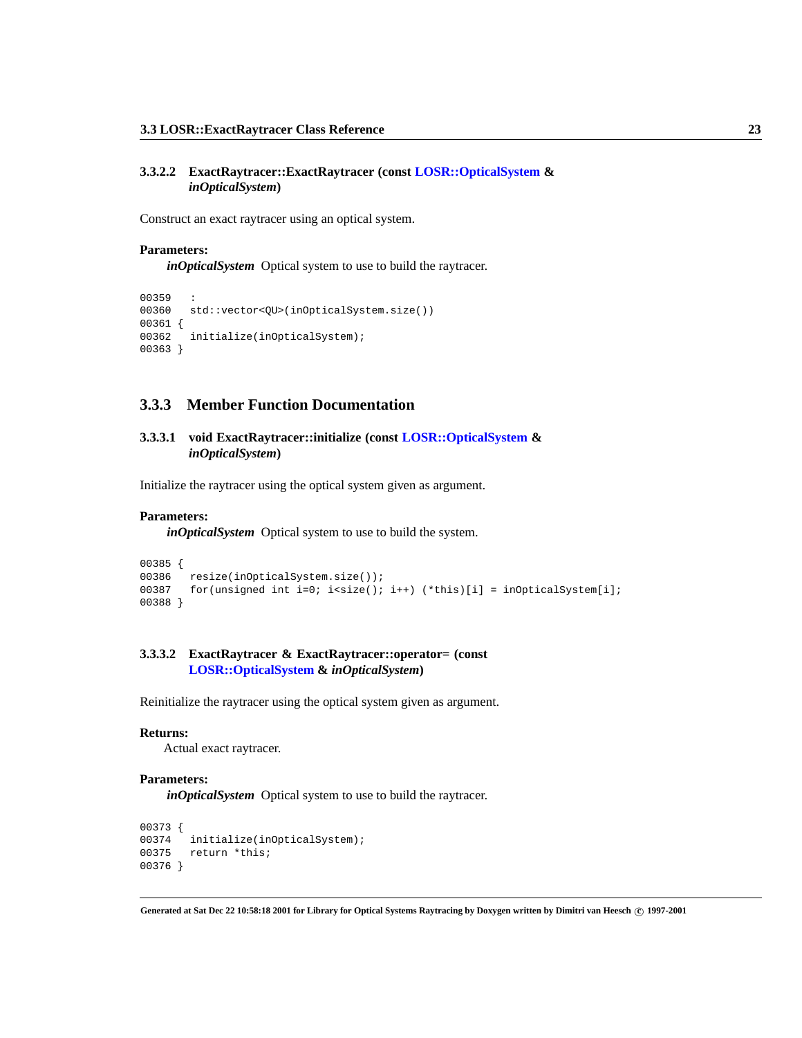#### 3.3.2.2 ExactRaytracer::ExactRaytracer (const LOSR::OpticalSystem & *inOpticalSystem*)

Construct an exact raytracer using an optical system.

**Parameters:**

***inOpticalSystem*** Optical system to use to build the raytracer.

```
00359   :
00360   std::vector<QU>(inOpticalSystem.size())
00361 {
00362   initialize(inOpticalSystem);
00363 }
```

### 3.3.3 Member Function Documentation

#### 3.3.3.1 void ExactRaytracer::initialize (const LOSR::OpticalSystem & *inOpticalSystem*)

Initialize the raytracer using the optical system given as argument.

**Parameters:**

***inOpticalSystem*** Optical system to use to build the system.

```
00385 {
00386   resize(inOpticalSystem.size());
00387   for(unsigned int i=0; i<size(); i++) (*this)[i] = inOpticalSystem[i];
00388 }
```

#### 3.3.3.2 ExactRaytracer & ExactRaytracer::operator= (const LOSR::OpticalSystem & *inOpticalSystem*)

Reinitialize the raytracer using the optical system given as argument.

**Returns:**

Actual exact raytracer.

**Parameters:**

***inOpticalSystem*** Optical system to use to build the raytracer.

```
00373 {
00374   initialize(inOpticalSystem);
00375   return *this;
00376 }
```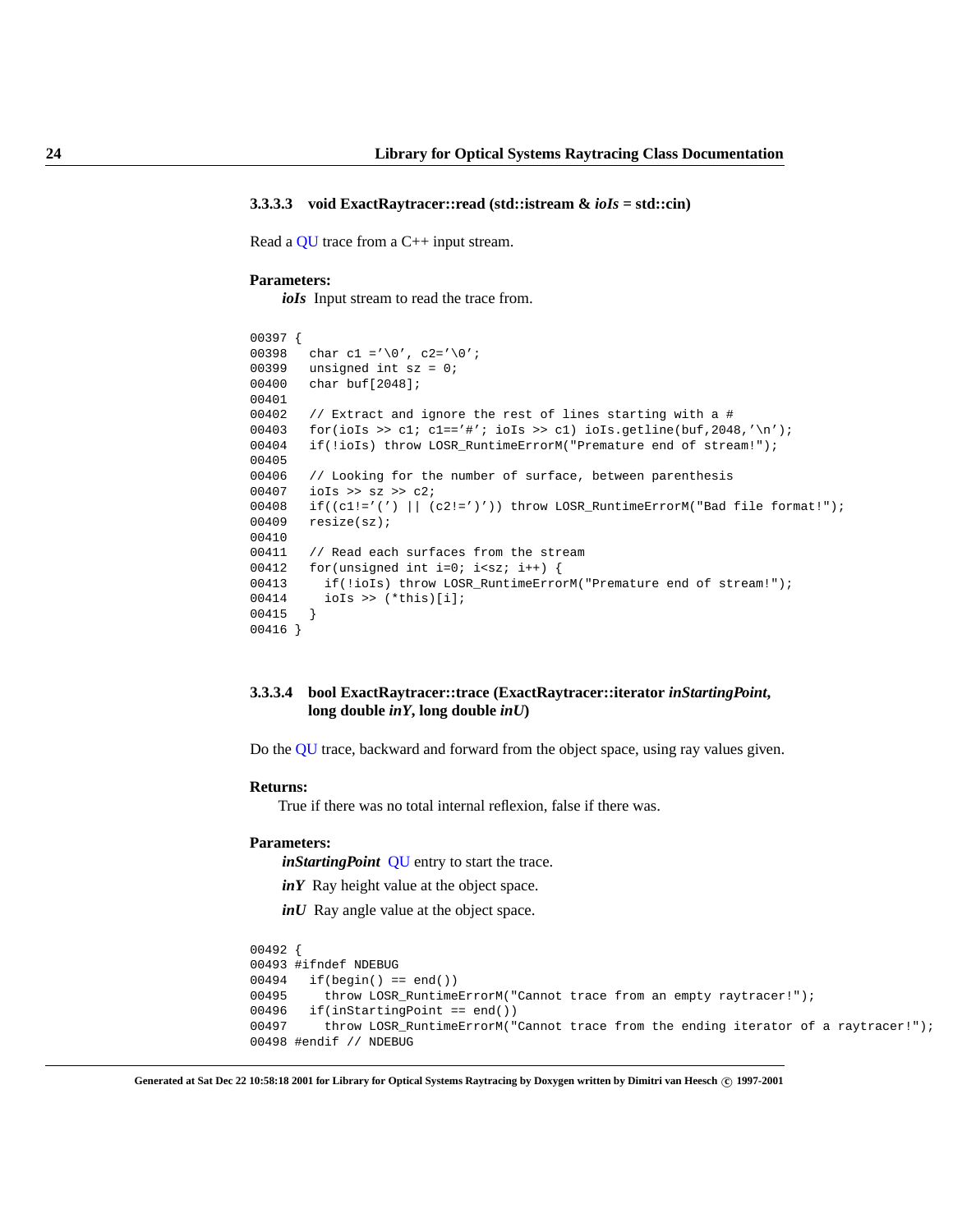#### 3.3.3.3 void ExactRaytracer::read (std::istream & *ioIs* = std::cin)

Read a QU trace from a C++ input stream.

**Parameters:**

*ioIs* Input stream to read the trace from.

```
00397 {
00398   char c1 ='\0', c2='\0';
00399   unsigned int sz = 0;
00400   char buf[2048];
00401
00402   // Extract and ignore the rest of lines starting with a #
00403   for(ioIs >> c1; c1=='#'; ioIs >> c1) ioIs.getline(buf,2048,'\n');
00404   if(!ioIs) throw LOSR_RuntimeErrorM("Premature end of stream!");
00405
00406   // Looking for the number of surface, between parenthesis
00407   ioIs >> sz >> c2;
00408   if((c1!='(') || (c2!=')')) throw LOSR_RuntimeErrorM("Bad file format!");
00409   resize(sz);
00410
00411   // Read each surfaces from the stream
00412   for(unsigned int i=0; i<sz; i++) {
00413     if(!ioIs) throw LOSR_RuntimeErrorM("Premature end of stream!");
00414     ioIs >> (*this)[i];
00415   }
00416 }
```

#### 3.3.3.4 bool ExactRaytracer::trace (ExactRaytracer::iterator *inStartingPoint*, long double *inY*, long double *inU*)

Do the QU trace, backward and forward from the object space, using ray values given.

**Returns:**

True if there was no total internal reflexion, false if there was.

**Parameters:**

*inStartingPoint* QU entry to start the trace.

*inY* Ray height value at the object space.

*inU* Ray angle value at the object space.

```
00492 {
00493 #ifndef NDEBUG
00494   if(begin() == end())
00495     throw LOSR_RuntimeErrorM("Cannot trace from an empty raytracer!");
00496   if(inStartingPoint == end())
00497     throw LOSR_RuntimeErrorM("Cannot trace from the ending iterator of a raytracer!");
00498 #endif // NDEBUG
```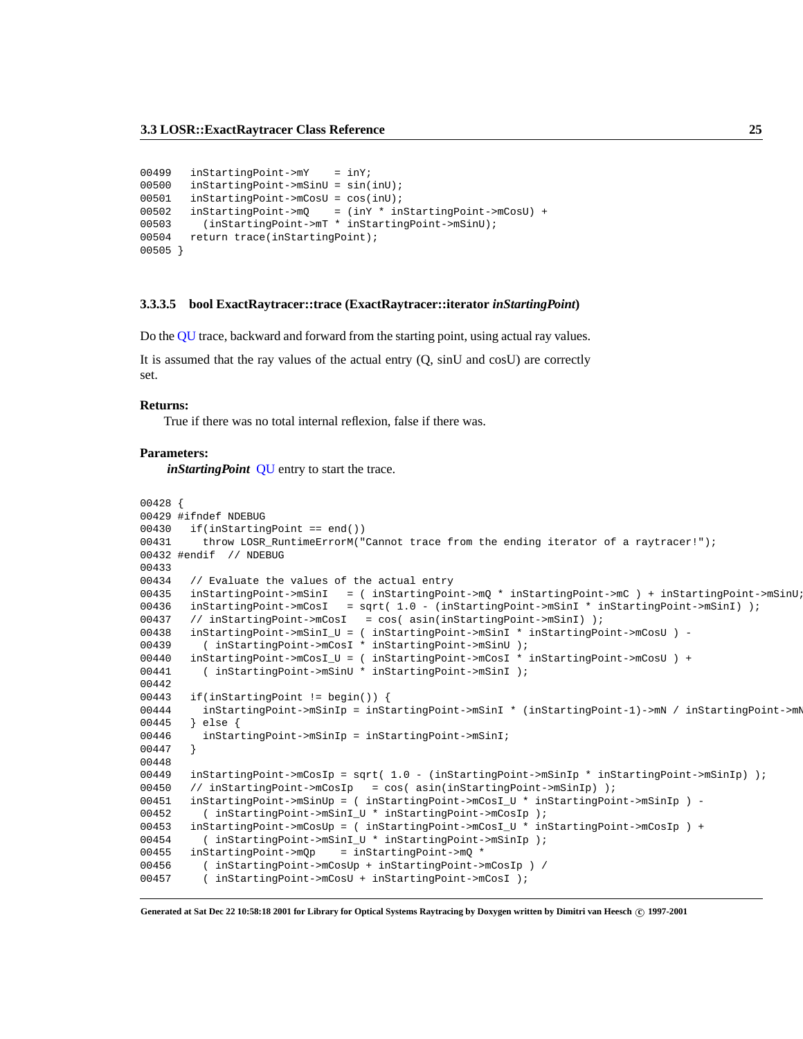```
00499   inStartingPoint->mY    = inY;
00500   inStartingPoint->mSinU = sin(inU);
00501   inStartingPoint->mCosU = cos(inU);
00502   inStartingPoint->mQ    = (inY * inStartingPoint->mCosU) +
00503     (inStartingPoint->mT * inStartingPoint->mSinU);
00504   return trace(inStartingPoint);
00505 }
```

#### 3.3.3.5 bool ExactRaytracer::trace (ExactRaytracer::iterator *inStartingPoint*)

Do the QU trace, backward and forward from the starting point, using actual ray values.

It is assumed that the ray values of the actual entry (Q, sinU and cosU) are correctly set.

**Returns:**

True if there was no total internal reflexion, false if there was.

**Parameters:**

***inStartingPoint*** QU entry to start the trace.

```
00428 {
00429 #ifndef NDEBUG
00430   if(inStartingPoint == end())
00431     throw LOSR_RuntimeErrorM("Cannot trace from the ending iterator of a raytracer!");
00432 #endif  // NDEBUG
00433 
00434   // Evaluate the values of the actual entry
00435   inStartingPoint->mSinI   = ( inStartingPoint->mQ * inStartingPoint->mC ) + inStartingPoint->mSinU;
00436   inStartingPoint->mCosI   = sqrt( 1.0 - (inStartingPoint->mSinI * inStartingPoint->mSinI) );
00437   // inStartingPoint->mCosI   = cos( asin(inStartingPoint->mSinI) );
00438   inStartingPoint->mSinI_U = ( inStartingPoint->mSinI * inStartingPoint->mCosU ) -
00439     ( inStartingPoint->mCosI * inStartingPoint->mSinU );
00440   inStartingPoint->mCosI_U = ( inStartingPoint->mCosI * inStartingPoint->mCosU ) +
00441     ( inStartingPoint->mSinU * inStartingPoint->mSinI );
00442 
00443   if(inStartingPoint != begin()) {
00444     inStartingPoint->mSinIp = inStartingPoint->mSinI * (inStartingPoint-1)->mN / inStartingPoint->mN
00445   } else {
00446     inStartingPoint->mSinIp = inStartingPoint->mSinI;
00447   }
00448 
00449   inStartingPoint->mCosIp = sqrt( 1.0 - (inStartingPoint->mSinIp * inStartingPoint->mSinIp) );
00450   // inStartingPoint->mCosIp   = cos( asin(inStartingPoint->mSinIp) );
00451   inStartingPoint->mSinUp = ( inStartingPoint->mSinIp ) -
00452     ( inStartingPoint->mSinI_U * inStartingPoint->mCosIp );
00453   inStartingPoint->mCosUp = ( inStartingPoint->mCosI_U * inStartingPoint->mCosIp ) +
00454     ( inStartingPoint->mSinI_U * inStartingPoint->mSinIp );
00455   inStartingPoint->mQp    = inStartingPoint->mQ *
00456     ( inStartingPoint->mCosUp + inStartingPoint->mCosIp ) /
00457     ( inStartingPoint->mCosU + inStartingPoint->mCosI );
```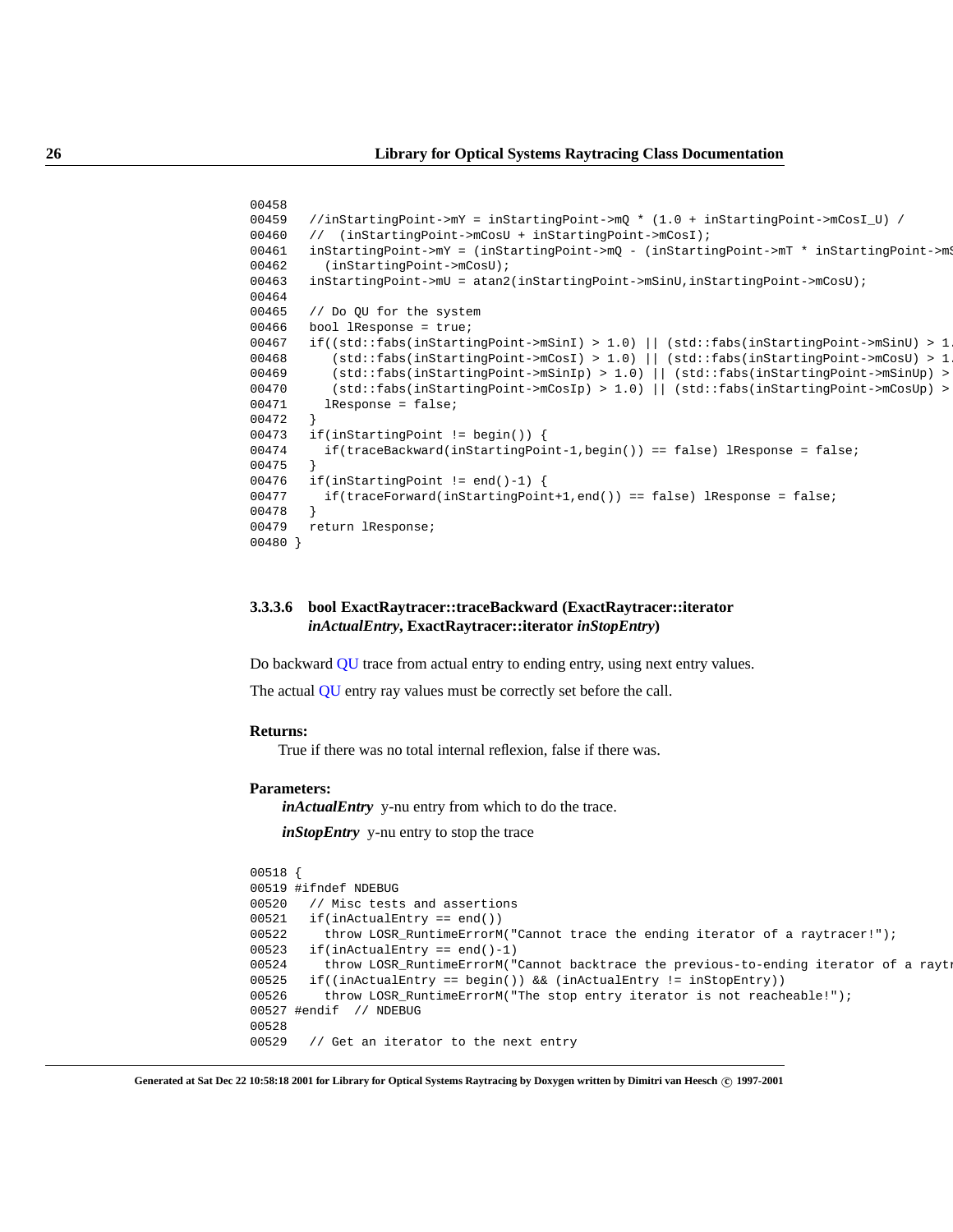```
00458
00459   //inStartingPoint->mY = inStartingPoint->mQ * (1.0 + inStartingPoint->mCosI_U) /
00460   //  (inStartingPoint->mCosU + inStartingPoint->mCosI);
00461   inStartingPoint->mY = (inStartingPoint->mQ - (inStartingPoint->mT * inStartingPoint->mS
00462     (inStartingPoint->mCosU);
00463   inStartingPoint->mU = atan2(inStartingPoint->mSinU,inStartingPoint->mCosU);
00464
00465   // Do QU for the system
00466   bool lResponse = true;
00467   if((std::fabs(inStartingPoint->mSinI) > 1.0) || (std::fabs(inStartingPoint->mSinU) > 1.
00468      (std::fabs(inStartingPoint->mCosI) > 1.0) || (std::fabs(inStartingPoint->mCosU) > 1.
00469      (std::fabs(inStartingPoint->mSinIp) > 1.0) || (std::fabs(inStartingPoint->mSinUp) >
00470      (std::fabs(inStartingPoint->mCosIp) > 1.0) || (std::fabs(inStartingPoint->mCosUp) >
00471     lResponse = false;
00472   }
00473   if(inStartingPoint != begin()) {
00474     if(traceBackward(inStartingPoint-1,begin()) == false) lResponse = false;
00475   }
00476   if(inStartingPoint != end()-1) {
00477     if(traceForward(inStartingPoint+1,end()) == false) lResponse = false;
00478   }
00479   return lResponse;
00480 }
```

#### 3.3.3.6 bool ExactRaytracer::traceBackward (ExactRaytracer::iterator *inActualEntry*, ExactRaytracer::iterator *inStopEntry*)

Do backward QU trace from actual entry to ending entry, using next entry values.

The actual QU entry ray values must be correctly set before the call.

**Returns:**

True if there was no total internal reflexion, false if there was.

**Parameters:**

***inActualEntry*** y-nu entry from which to do the trace.

***inStopEntry*** y-nu entry to stop the trace

```
00518 {
00519 #ifndef NDEBUG
00520   // Misc tests and assertions
00521   if(inActualEntry == end())
00522     throw LOSR_RuntimeErrorM("Cannot trace the ending iterator of a raytracer!");
00523   if(inActualEntry == end()-1)
00524     throw LOSR_RuntimeErrorM("Cannot backtrace the previous-to-ending iterator of a raytr
00525   if((inActualEntry == begin()) && (inActualEntry != inStopEntry))
00526     throw LOSR_RuntimeErrorM("The stop entry iterator is not reacheable!");
00527 #endif  // NDEBUG
00528
00529   // Get an iterator to the next entry
```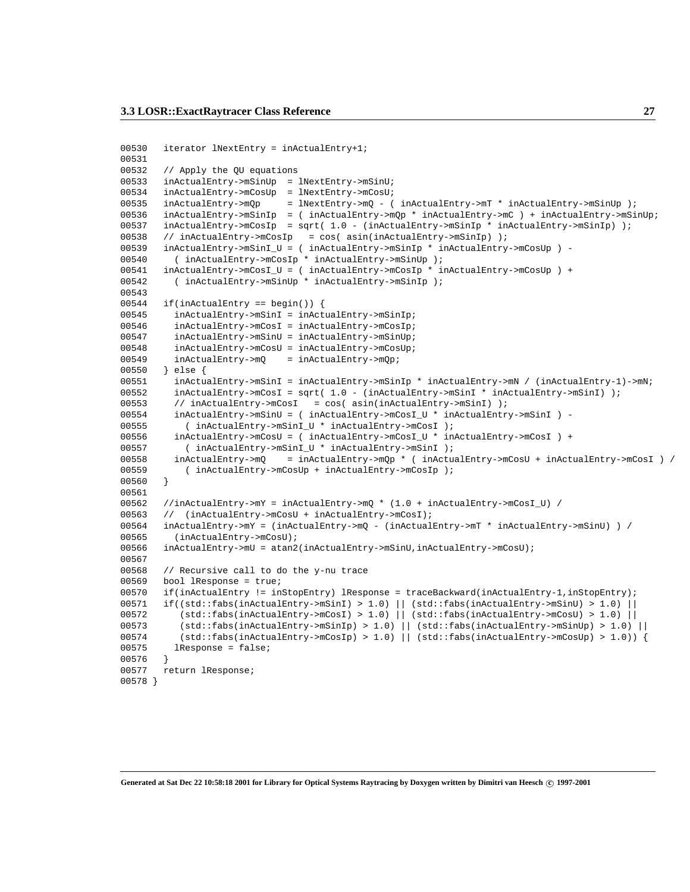```
00530   iterator lNextEntry = inActualEntry+1;
00531
00532   // Apply the QU equations
00533   inActualEntry->mSinUp  = lNextEntry->mSinU;
00534   inActualEntry->mCosUp  = lNextEntry->mCosU;
00535   inActualEntry->mQp     = lNextEntry->mQ - ( inActualEntry->mT * inActualEntry->mSinUp );
00536   inActualEntry->mSinIp  = ( inActualEntry->mQp * inActualEntry->mC ) + inActualEntry->mSinUp;
00537   inActualEntry->mCosIp  = sqrt( 1.0 - (inActualEntry->mSinIp * inActualEntry->mSinIp) );
00538   // inActualEntry->mCosIp   = cos( asin(inActualEntry->mSinIp) );
00539   inActualEntry->mSinI_U = ( inActualEntry->mSinIp * inActualEntry->mCosUp ) -
00540     ( inActualEntry->mCosIp * inActualEntry->mSinUp );
00541   inActualEntry->mCosI_U = ( inActualEntry->mCosIp * inActualEntry->mCosUp ) +
00542     ( inActualEntry->mSinUp * inActualEntry->mSinIp );
00543
00544   if(inActualEntry == begin()) {
00545     inActualEntry->mSinI = inActualEntry->mSinIp;
00546     inActualEntry->mCosI = inActualEntry->mCosIp;
00547     inActualEntry->mSinU = inActualEntry->mSinUp;
00548     inActualEntry->mCosU = inActualEntry->mCosUp;
00549     inActualEntry->mQ    = inActualEntry->mQp;
00550   } else {
00551     inActualEntry->mSinI = inActualEntry->mSinIp * inActualEntry->mN / (inActualEntry-1)->mN;
00552     inActualEntry->mCosI = sqrt( 1.0 - (inActualEntry->mSinI * inActualEntry->mSinI) );
00553     // inActualEntry->mCosI   = cos( asin(inActualEntry->mSinI) );
00554     inActualEntry->mSinU = ( inActualEntry->mCosI_U * inActualEntry->mSinI ) -
00555       ( inActualEntry->mSinI_U * inActualEntry->mCosI );
00556     inActualEntry->mCosU = ( inActualEntry->mCosI_U * inActualEntry->mCosI ) +
00557       ( inActualEntry->mSinI_U * inActualEntry->mSinI );
00558     inActualEntry->mQ    = inActualEntry->mQp * ( inActualEntry->mCosU + inActualEntry->mCosI ) /
00559       ( inActualEntry->mCosUp + inActualEntry->mCosIp );
00560   }
00561
00562   //inActualEntry->mY = inActualEntry->mQ * (1.0 + inActualEntry->mCosI_U) /
00563   //  (inActualEntry->mCosU + inActualEntry->mCosI);
00564   inActualEntry->mY = (inActualEntry->mQ - (inActualEntry->mT * inActualEntry->mSinU) ) /
00565     (inActualEntry->mCosU);
00566   inActualEntry->mU = atan2(inActualEntry->mSinU,inActualEntry->mCosU);
00567
00568   // Recursive call to do the y-nu trace
00569   bool lResponse = true;
00570   if(inActualEntry != inStopEntry) lResponse = traceBackward(inActualEntry-1,inStopEntry);
00571   if((std::fabs(inActualEntry->mSinI) > 1.0) || (std::fabs(inActualEntry->mSinU) > 1.0) ||
00572      (std::fabs(inActualEntry->mCosI) > 1.0) || (std::fabs(inActualEntry->mCosU) > 1.0) ||
00573      (std::fabs(inActualEntry->mSinIp) > 1.0) || (std::fabs(inActualEntry->mSinUp) > 1.0) ||
00574      (std::fabs(inActualEntry->mCosIp) > 1.0) || (std::fabs(inActualEntry->mCosUp) > 1.0)) {
00575     lResponse = false;
00576   }
00577   return lResponse;
00578 }
```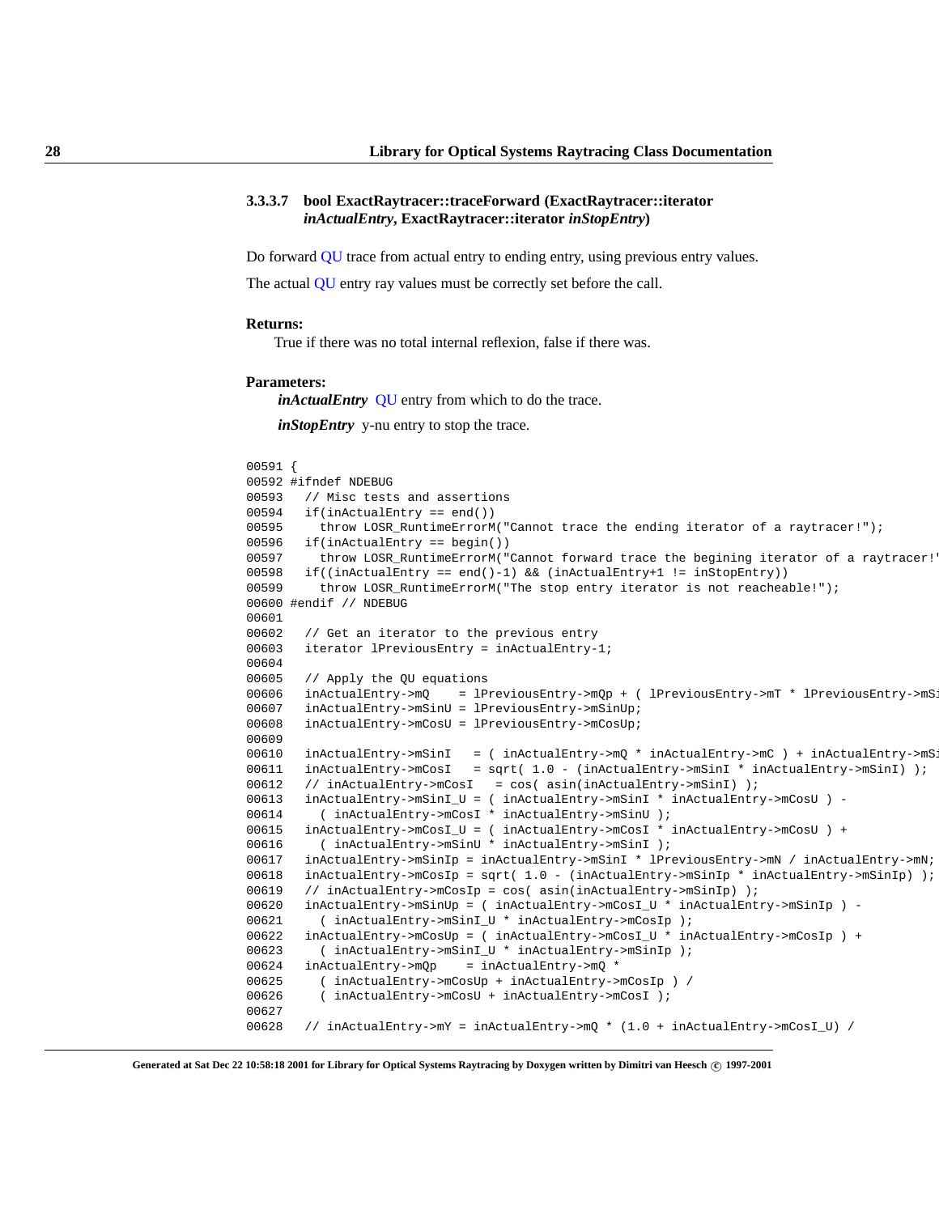#### 3.3.3.7 bool ExactRaytracer::traceForward (ExactRaytracer::iterator *inActualEntry*, ExactRaytracer::iterator *inStopEntry*)

Do forward QU trace from actual entry to ending entry, using previous entry values.

The actual QU entry ray values must be correctly set before the call.

**Returns:**

True if there was no total internal reflexion, false if there was.

**Parameters:**

***inActualEntry*** QU entry from which to do the trace.

***inStopEntry*** y-nu entry to stop the trace.

```
00591 {
00592 #ifndef NDEBUG
00593   // Misc tests and assertions
00594   if(inActualEntry == end())
00595     throw LOSR_RuntimeErrorM("Cannot trace the ending iterator of a raytracer!");
00596   if(inActualEntry == begin())
00597     throw LOSR_RuntimeErrorM("Cannot forward trace the begining iterator of a raytracer!'
00598   if((inActualEntry == end()-1) && (inActualEntry+1 != inStopEntry))
00599     throw LOSR_RuntimeErrorM("The stop entry iterator is not reacheable!");
00600 #endif // NDEBUG
00601
00602   // Get an iterator to the previous entry
00603   iterator lPreviousEntry = inActualEntry-1;
00604
00605   // Apply the QU equations
00606   inActualEntry->mQ    = lPreviousEntry->mQp + ( lPreviousEntry->mT * lPreviousEntry->mSi
00607   inActualEntry->mSinU = lPreviousEntry->mSinUp;
00608   inActualEntry->mCosU = lPreviousEntry->mCosUp;
00609
00610   inActualEntry->mSinI   = ( inActualEntry->mQ * inActualEntry->mC ) + inActualEntry->mSi
00611   inActualEntry->mCosI   = sqrt( 1.0 - (inActualEntry->mSinI * inActualEntry->mSinI) );
00612   // inActualEntry->mCosI   = cos( asin(inActualEntry->mSinI) );
00613   inActualEntry->mSinI_U = ( inActualEntry->mSinI * inActualEntry->mCosU ) -
00614     ( inActualEntry->mCosI * inActualEntry->mSinU );
00615   inActualEntry->mCosI_U = ( inActualEntry->mCosI * inActualEntry->mCosU ) +
00616     ( inActualEntry->mSinU * inActualEntry->mSinI );
00617   inActualEntry->mSinIp = inActualEntry->mSinI * lPreviousEntry->mN / inActualEntry->mN;
00618   inActualEntry->mCosIp = sqrt( 1.0 - (inActualEntry->mSinIp * inActualEntry->mSinIp) );
00619   // inActualEntry->mCosIp = cos( asin(inActualEntry->mSinIp) );
00620   inActualEntry->mSinUp = ( inActualEntry->mCosI_U * inActualEntry->mSinIp ) -
00621     ( inActualEntry->mSinI_U * inActualEntry->mCosIp );
00622   inActualEntry->mCosUp = ( inActualEntry->mCosI_U * inActualEntry->mCosIp ) +
00623     ( inActualEntry->mSinI_U * inActualEntry->mSinIp );
00624   inActualEntry->mQp    = inActualEntry->mQ *
00625     ( inActualEntry->mCosUp + inActualEntry->mCosIp ) /
00626     ( inActualEntry->mCosU + inActualEntry->mCosI );
00627
00628   // inActualEntry->mY = inActualEntry->mQ * (1.0 + inActualEntry->mCosI_U) /
```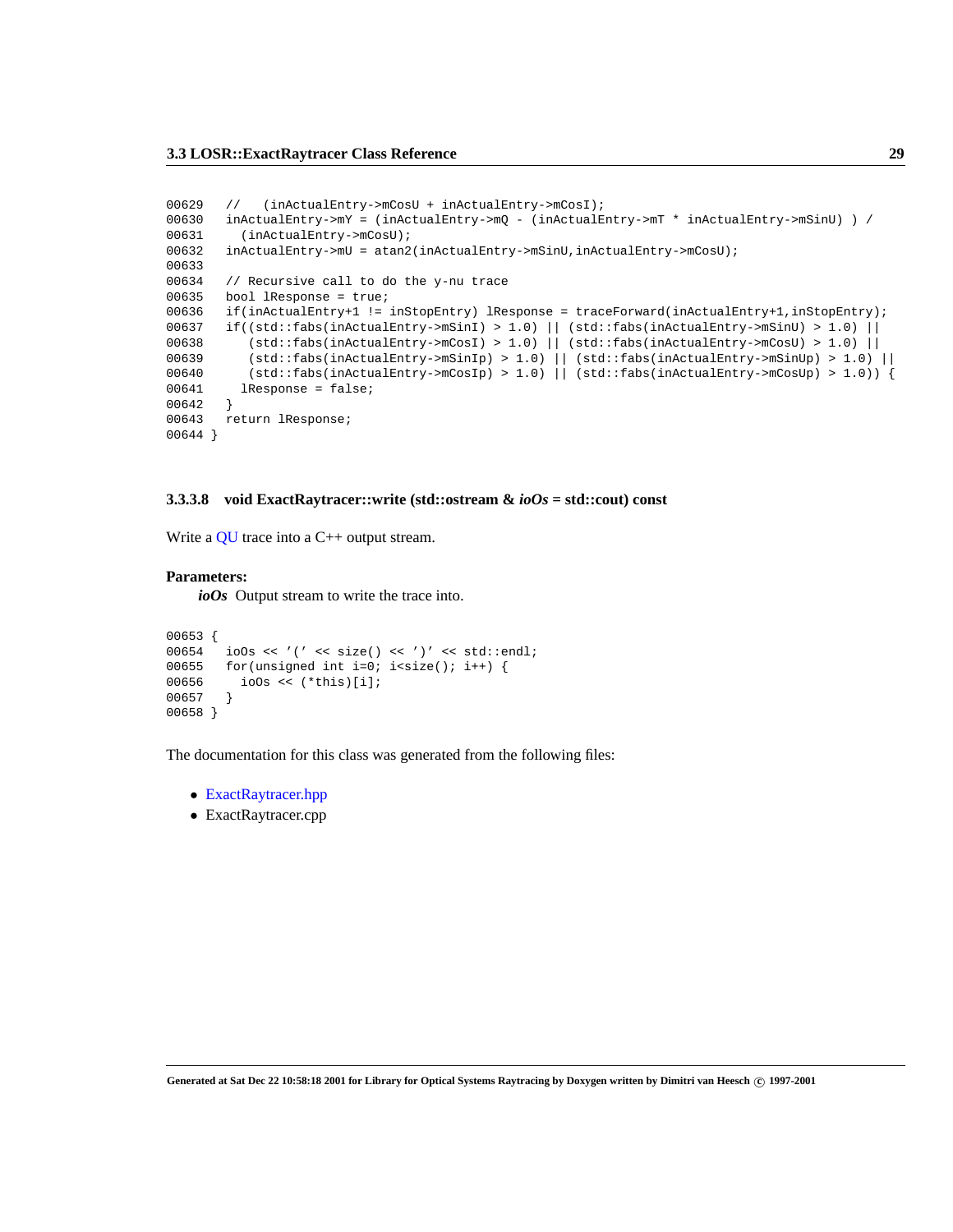```
00629   //   (inActualEntry->mCosU + inActualEntry->mCosI);
00630   inActualEntry->mY = (inActualEntry->mQ - (inActualEntry->mT * inActualEntry->mSinU) ) /
00631     (inActualEntry->mCosU);
00632   inActualEntry->mU = atan2(inActualEntry->mSinU,inActualEntry->mCosU);
00633
00634   // Recursive call to do the y-nu trace
00635   bool lResponse = true;
00636   if(inActualEntry+1 != inStopEntry) lResponse = traceForward(inActualEntry+1,inStopEntry);
00637   if((std::fabs(inActualEntry->mSinI) > 1.0) || (std::fabs(inActualEntry->mSinU) > 1.0) ||
00638      (std::fabs(inActualEntry->mCosI) > 1.0) || (std::fabs(inActualEntry->mCosU) > 1.0) ||
00639      (std::fabs(inActualEntry->mSinIp) > 1.0) || (std::fabs(inActualEntry->mSinUp) > 1.0) ||
00640      (std::fabs(inActualEntry->mCosIp) > 1.0) || (std::fabs(inActualEntry->mCosUp) > 1.0)) {
00641     lResponse = false;
00642   }
00643   return lResponse;
00644 }
```

#### 3.3.3.8 void ExactRaytracer::write (std::ostream & *ioOs* = std::cout) const

Write a QU trace into a C++ output stream.

**Parameters:**

*ioOs* Output stream to write the trace into.

```
00653 {
00654   ioOs << '(' << size() << ')' << std::endl;
00655   for(unsigned int i=0; i<size(); i++) {
00656     ioOs << (*this)[i];
00657   }
00658 }
```

The documentation for this class was generated from the following files:

- ExactRaytracer.hpp
- ExactRaytracer.cpp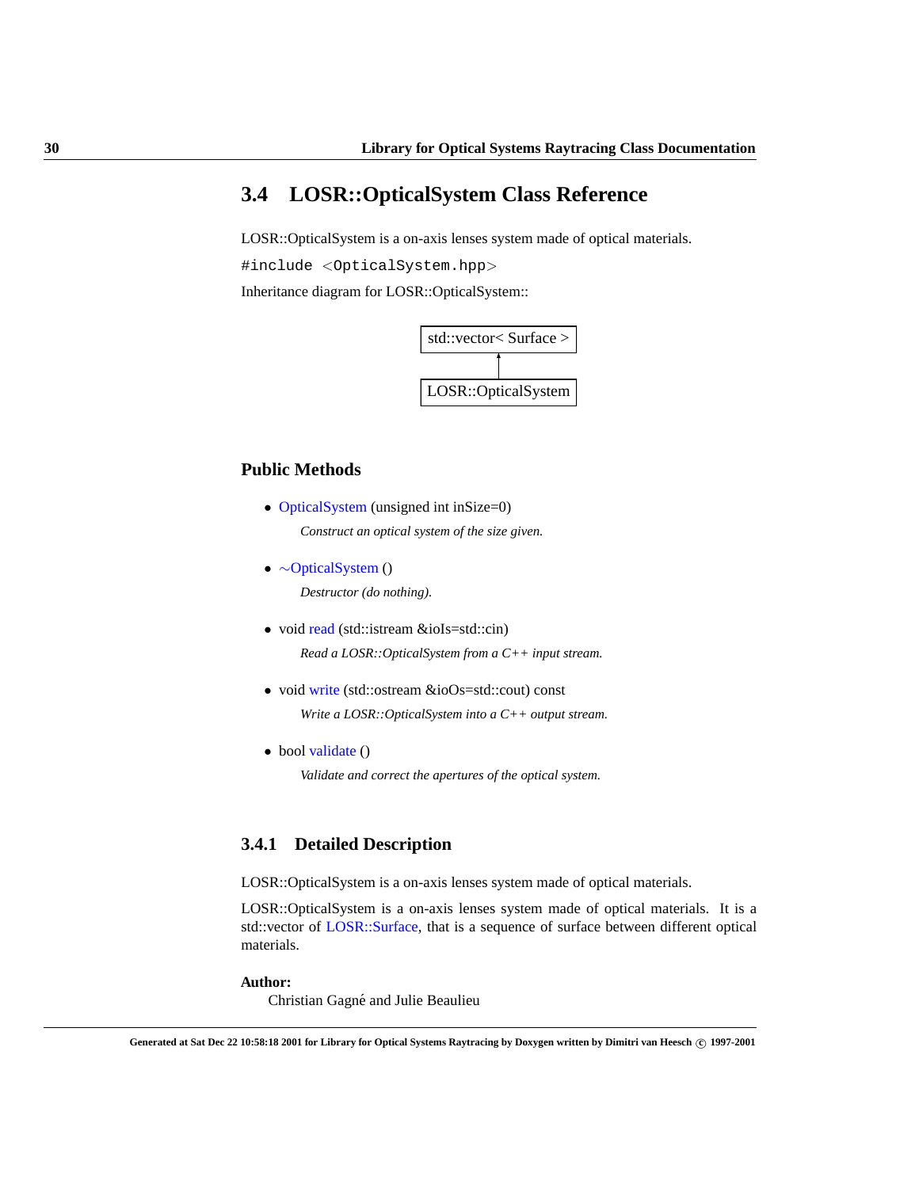## 3.4 LOSR::OpticalSystem Class Reference

LOSR::OpticalSystem is a on-axis lenses system made of optical materials.

```
#include <OpticalSystem.hpp>
```

Inheritance diagram for LOSR::OpticalSystem::

```
std::vector< Surface >
          ▲
          |
LOSR::OpticalSystem
```

### Public Methods

- OpticalSystem (unsigned int inSize=0)

  *Construct an optical system of the size given.*

- ~OpticalSystem ()

  *Destructor (do nothing).*

- void read (std::istream &ioIs=std::cin)

  *Read a LOSR::OpticalSystem from a C++ input stream.*

- void write (std::ostream &ioOs=std::cout) const

  *Write a LOSR::OpticalSystem into a C++ output stream.*

- bool validate ()

  *Validate and correct the apertures of the optical system.*

### 3.4.1 Detailed Description

LOSR::OpticalSystem is a on-axis lenses system made of optical materials.

LOSR::OpticalSystem is a on-axis lenses system made of optical materials. It is a std::vector of LOSR::Surface, that is a sequence of surface between different optical materials.

**Author:**

Christian Gagné and Julie Beaulieu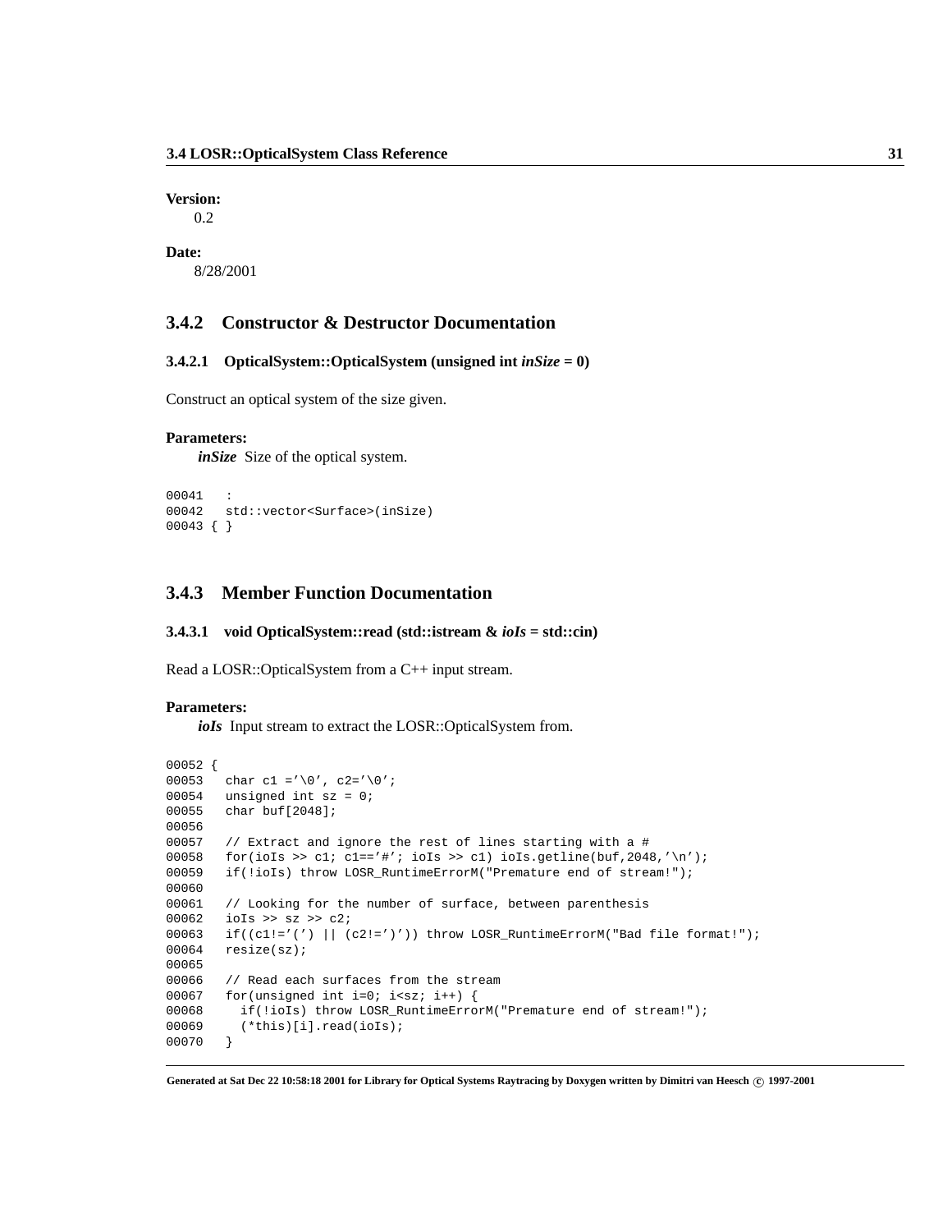**Version:**

0.2

**Date:**

8/28/2001

### 3.4.2 Constructor & Destructor Documentation

#### 3.4.2.1 OpticalSystem::OpticalSystem (unsigned int *inSize* = 0)

Construct an optical system of the size given.

**Parameters:**

***inSize*** Size of the optical system.

```
00041   :
00042   std::vector<Surface>(inSize)
00043 { }
```

### 3.4.3 Member Function Documentation

#### 3.4.3.1 void OpticalSystem::read (std::istream & *ioIs* = std::cin)

Read a LOSR::OpticalSystem from a C++ input stream.

**Parameters:**

***ioIs*** Input stream to extract the LOSR::OpticalSystem from.

```
00052 {
00053   char c1 ='\0', c2='\0';
00054   unsigned int sz = 0;
00055   char buf[2048];
00056
00057   // Extract and ignore the rest of lines starting with a #
00058   for(ioIs >> c1; c1=='#'; ioIs >> c1) ioIs.getline(buf,2048,'\n');
00059   if(!ioIs) throw LOSR_RuntimeErrorM("Premature end of stream!");
00060
00061   // Looking for the number of surface, between parenthesis
00062   ioIs >> sz >> c2;
00063   if((c1!='(') || (c2!=')')) throw LOSR_RuntimeErrorM("Bad file format!");
00064   resize(sz);
00065
00066   // Read each surfaces from the stream
00067   for(unsigned int i=0; i<sz; i++) {
00068     if(!ioIs) throw LOSR_RuntimeErrorM("Premature end of stream!");
00069     (*this)[i].read(ioIs);
00070   }
```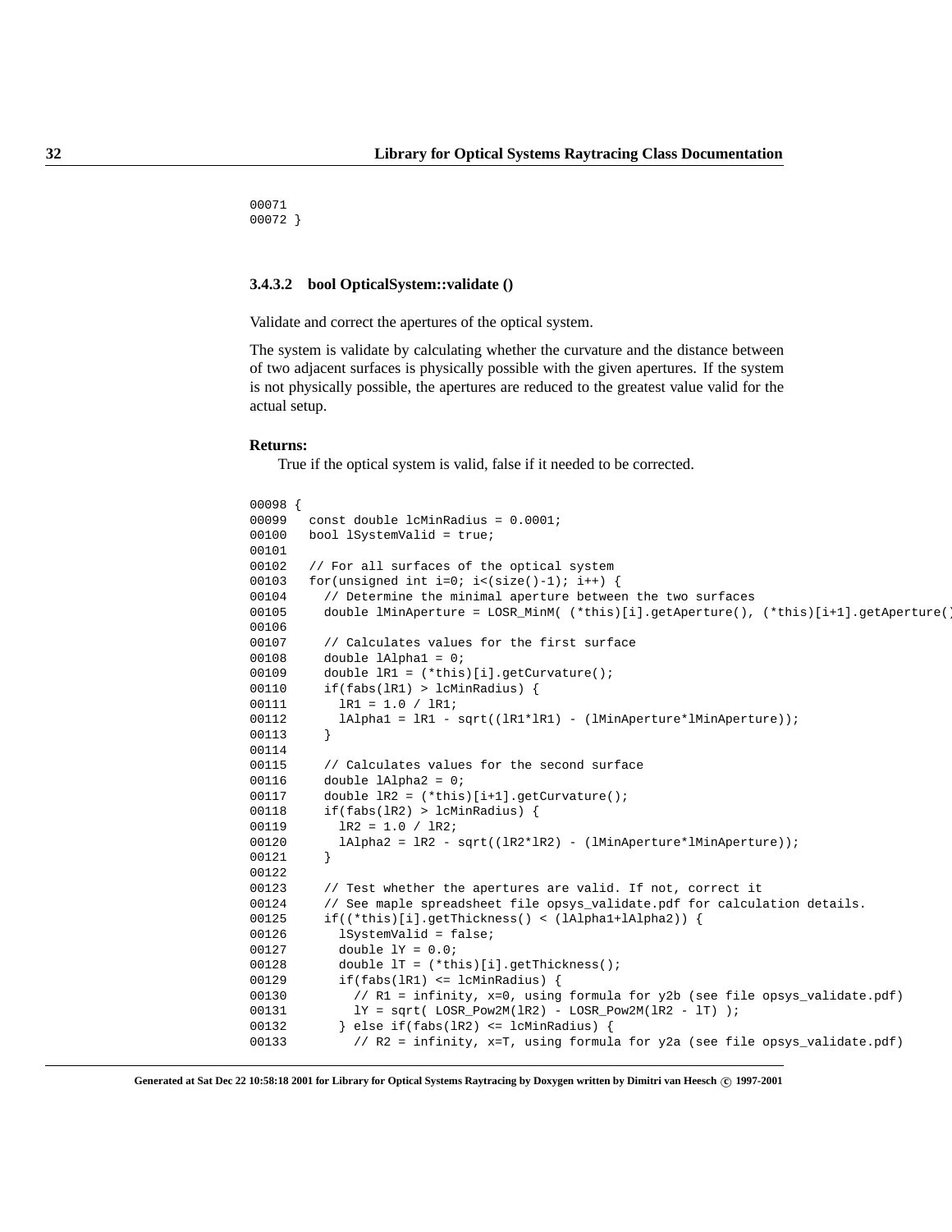```
00071
00072 }
```

#### 3.4.3.2 bool OpticalSystem::validate ()

Validate and correct the apertures of the optical system.

The system is validate by calculating whether the curvature and the distance between of two adjacent surfaces is physically possible with the given apertures. If the system is not physically possible, the apertures are reduced to the greatest value valid for the actual setup.

**Returns:**

True if the optical system is valid, false if it needed to be corrected.

```
00098 {
00099   const double lcMinRadius = 0.0001;
00100   bool lSystemValid = true;
00101
00102   // For all surfaces of the optical system
00103   for(unsigned int i=0; i<(size()-1); i++) {
00104     // Determine the minimal aperture between the two surfaces
00105     double lMinAperture = LOSR_MinM( (*this)[i].getAperture(), (*this)[i+1].getAperture(
00106
00107     // Calculates values for the first surface
00108     double lAlpha1 = 0;
00109     double lR1 = (*this)[i].getCurvature();
00110     if(fabs(lR1) > lcMinRadius) {
00111       lR1 = 1.0 / lR1;
00112       lAlpha1 = lR1 - sqrt((lR1*lR1) - (lMinAperture*lMinAperture));
00113     }
00114
00115     // Calculates values for the second surface
00116     double lAlpha2 = 0;
00117     double lR2 = (*this)[i+1].getCurvature();
00118     if(fabs(lR2) > lcMinRadius) {
00119       lR2 = 1.0 / lR2;
00120       lAlpha2 = lR2 - sqrt((lR2*lR2) - (lMinAperture*lMinAperture));
00121     }
00122
00123     // Test whether the apertures are valid. If not, correct it
00124     // See maple spreadsheet file opsys_validate.pdf for calculation details.
00125     if((*this)[i].getThickness() < (lAlpha1+lAlpha2)) {
00126       lSystemValid = false;
00127       double lY = 0.0;
00128       double lT = (*this)[i].getThickness();
00129       if(fabs(lR1) <= lcMinRadius) {
00130         // R1 = infinity, x=0, using formula for y2b (see file opsys_validate.pdf)
00131         lY = sqrt( LOSR_Pow2M(lR2) - LOSR_Pow2M(lR2 - lT) );
00132       } else if(fabs(lR2) <= lcMinRadius) {
00133         // R2 = infinity, x=T, using formula for y2a (see file opsys_validate.pdf)
```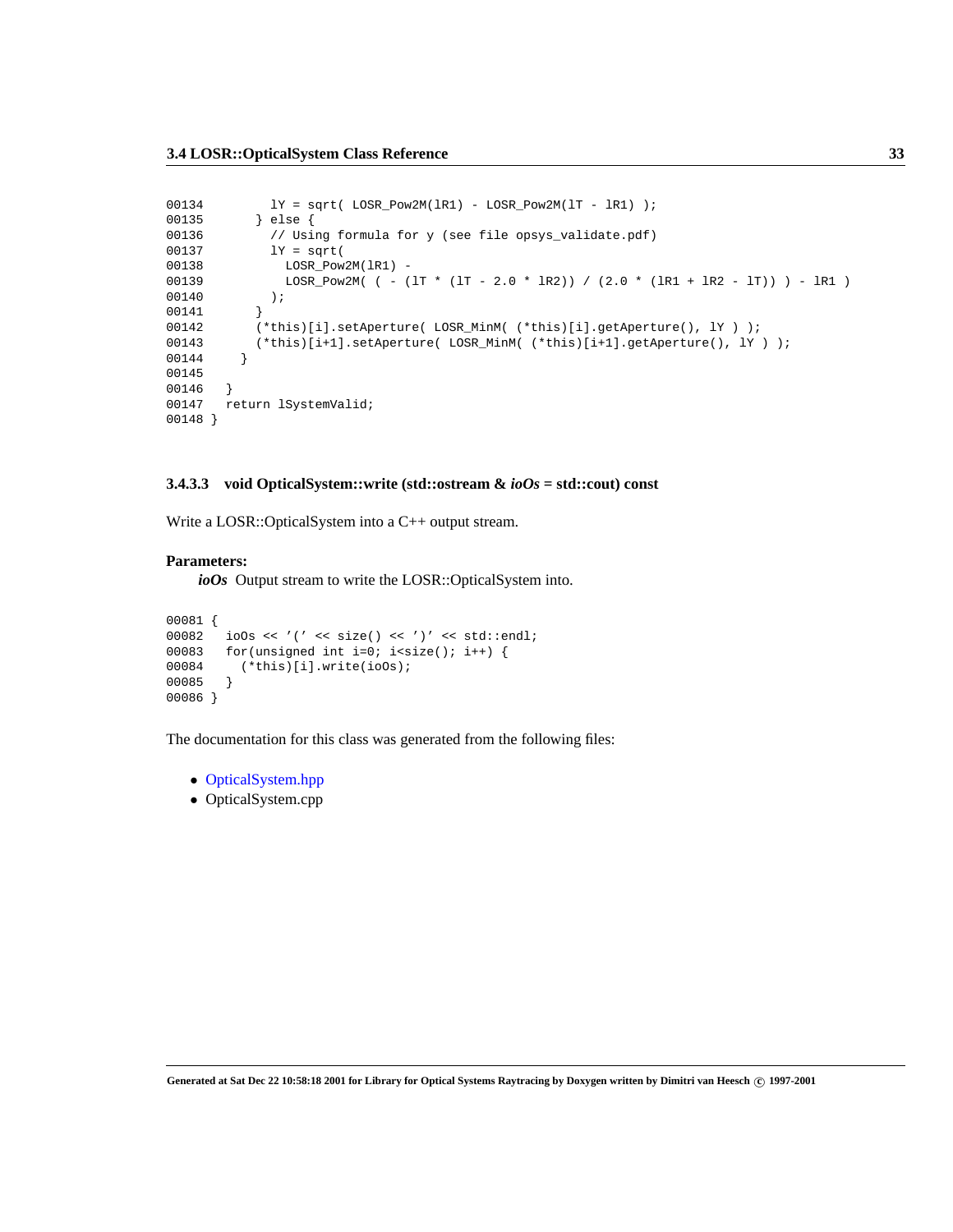```
00134         lY = sqrt( LOSR_Pow2M(lR1) - LOSR_Pow2M(lT - lR1) );
00135       } else {
00136         // Using formula for y (see file opsys_validate.pdf)
00137         lY = sqrt(
00138           LOSR_Pow2M(lR1) -
00139           LOSR_Pow2M( ( - (lT * (lT - 2.0 * lR2)) / (2.0 * (lR1 + lR2 - lT)) ) - lR1 )
00140         );
00141       }
00142       (*this)[i].setAperture( LOSR_MinM( (*this)[i].getAperture(), lY ) );
00143       (*this)[i+1].setAperture( LOSR_MinM( (*this)[i+1].getAperture(), lY ) );
00144     }
00145 
00146   }
00147   return lSystemValid;
00148 }
```

#### 3.4.3.3 void OpticalSystem::write (std::ostream & *ioOs* = std::cout) const

Write a LOSR::OpticalSystem into a C++ output stream.

**Parameters:**

***ioOs*** Output stream to write the LOSR::OpticalSystem into.

```
00081 {
00082   ioOs << '(' << size() << ')' << std::endl;
00083   for(unsigned int i=0; i<size(); i++) {
00084     (*this)[i].write(ioOs);
00085   }
00086 }
```

The documentation for this class was generated from the following files:

- OpticalSystem.hpp
- OpticalSystem.cpp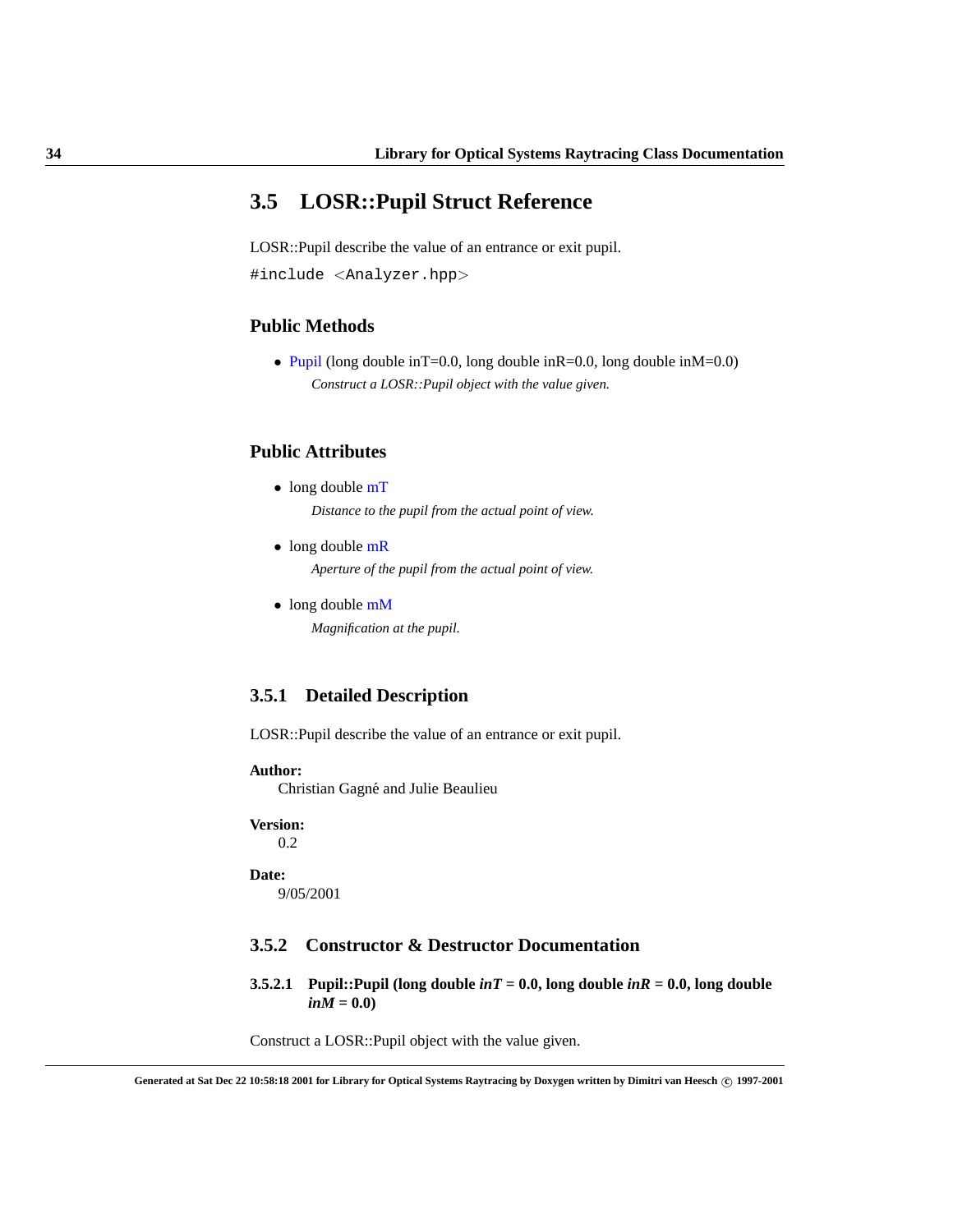## 3.5 LOSR::Pupil Struct Reference

LOSR::Pupil describe the value of an entrance or exit pupil.

```
#include <Analyzer.hpp>
```

### Public Methods

- Pupil (long double inT=0.0, long double inR=0.0, long double inM=0.0)
  *Construct a LOSR::Pupil object with the value given.*

### Public Attributes

- long double mT
  *Distance to the pupil from the actual point of view.*
- long double mR
  *Aperture of the pupil from the actual point of view.*
- long double mM
  *Magnification at the pupil.*

### 3.5.1 Detailed Description

LOSR::Pupil describe the value of an entrance or exit pupil.

**Author:**
Christian Gagné and Julie Beaulieu

**Version:**
0.2

**Date:**
9/05/2001

### 3.5.2 Constructor & Destructor Documentation

#### 3.5.2.1 Pupil::Pupil (long double *inT* = 0.0, long double *inR* = 0.0, long double *inM* = 0.0)

Construct a LOSR::Pupil object with the value given.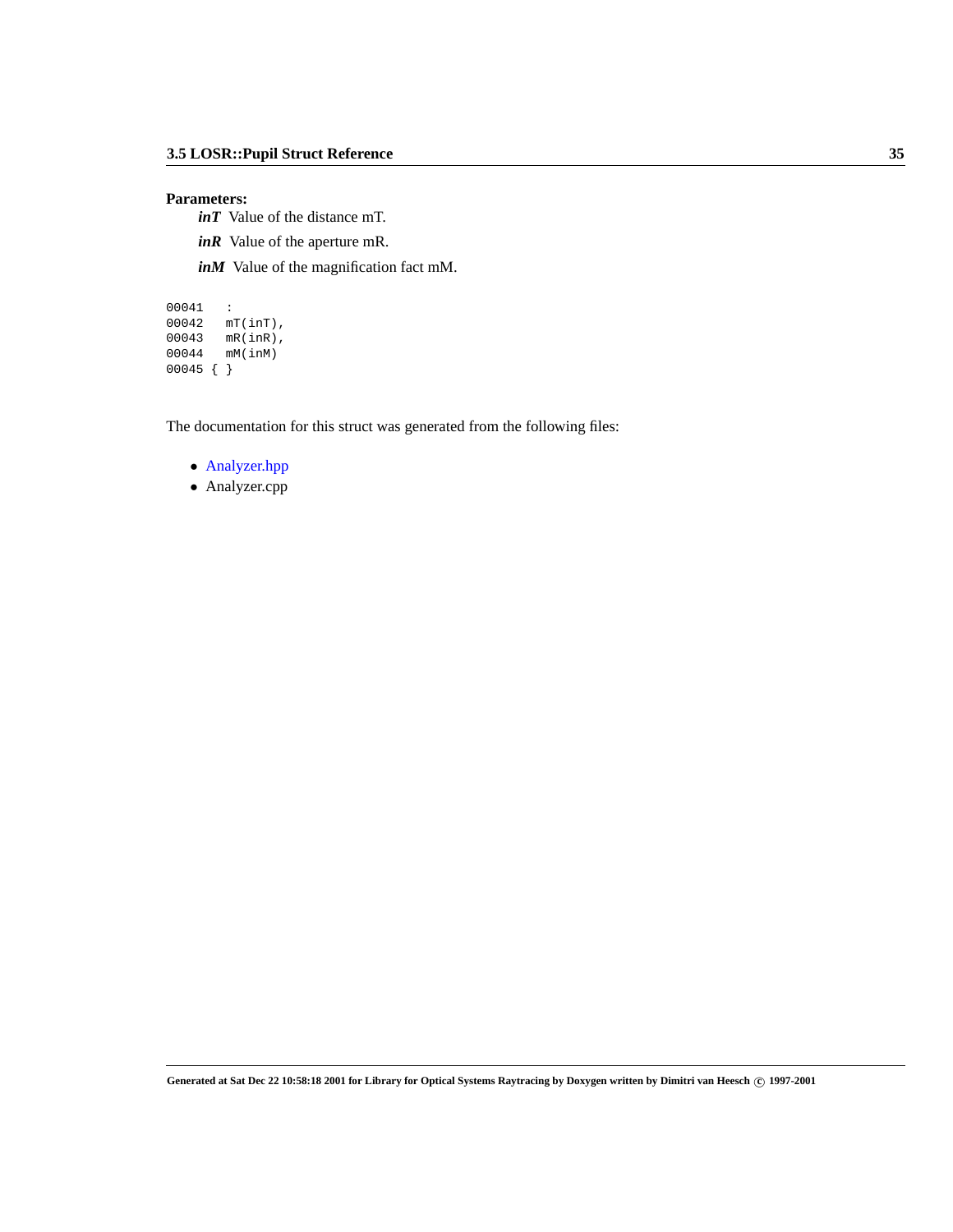**Parameters:**

***inT*** Value of the distance mT.

***inR*** Value of the aperture mR.

***inM*** Value of the magnification fact mM.

```
00041   :
00042   mT(inT),
00043   mR(inR),
00044   mM(inM)
00045 { }
```

The documentation for this struct was generated from the following files:

- Analyzer.hpp
- Analyzer.cpp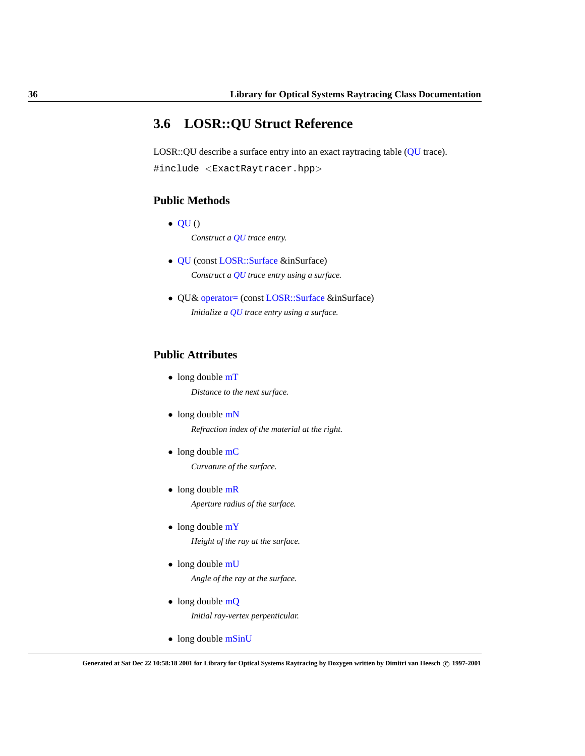## 3.6 LOSR::QU Struct Reference

LOSR::QU describe a surface entry into an exact raytracing table (QU trace).

```
#include <ExactRaytracer.hpp>
```

### Public Methods

- QU ()
  
  *Construct a QU trace entry.*

- QU (const LOSR::Surface &inSurface)
  
  *Construct a QU trace entry using a surface.*

- QU& operator= (const LOSR::Surface &inSurface)
  
  *Initialize a QU trace entry using a surface.*

### Public Attributes

- long double mT
  
  *Distance to the next surface.*

- long double mN
  
  *Refraction index of the material at the right.*

- long double mC
  
  *Curvature of the surface.*

- long double mR
  
  *Aperture radius of the surface.*

- long double mY
  
  *Height of the ray at the surface.*

- long double mU
  
  *Angle of the ray at the surface.*

- long double mQ
  
  *Initial ray-vertex perpenticular.*

- long double mSinU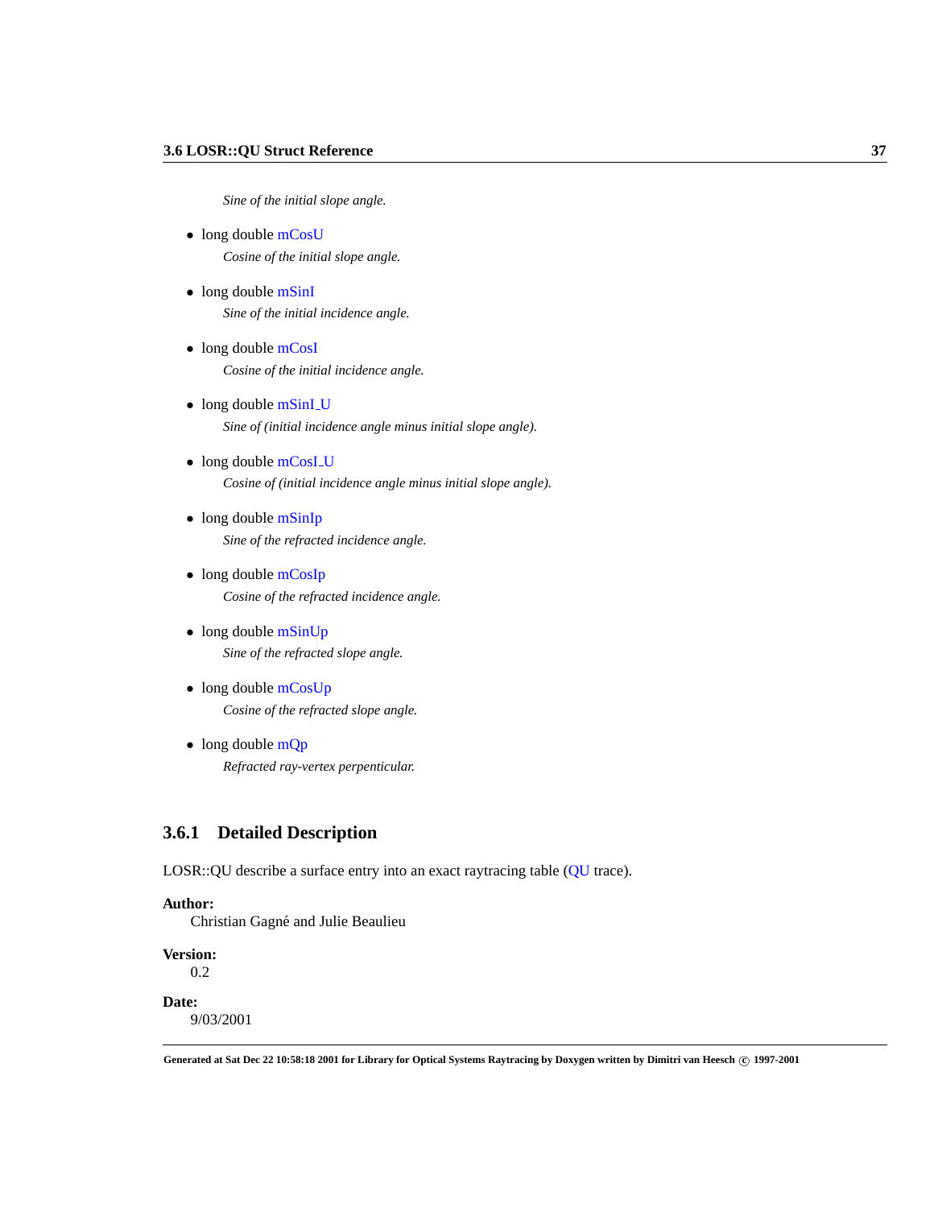*Sine of the initial slope angle.*

- long double mCosU

  *Cosine of the initial slope angle.*

- long double mSinI

  *Sine of the initial incidence angle.*

- long double mCosI

  *Cosine of the initial incidence angle.*

- long double mSinI_U

  *Sine of (initial incidence angle minus initial slope angle).*

- long double mCosI_U

  *Cosine of (initial incidence angle minus initial slope angle).*

- long double mSinIp

  *Sine of the refracted incidence angle.*

- long double mCosIp

  *Cosine of the refracted incidence angle.*

- long double mSinUp

  *Sine of the refracted slope angle.*

- long double mCosUp

  *Cosine of the refracted slope angle.*

- long double mQp

  *Refracted ray-vertex perpenticular.*

### 3.6.1 Detailed Description

LOSR::QU describe a surface entry into an exact raytracing table (QU trace).

**Author:**
Christian Gagné and Julie Beaulieu

**Version:**
0.2

**Date:**
9/03/2001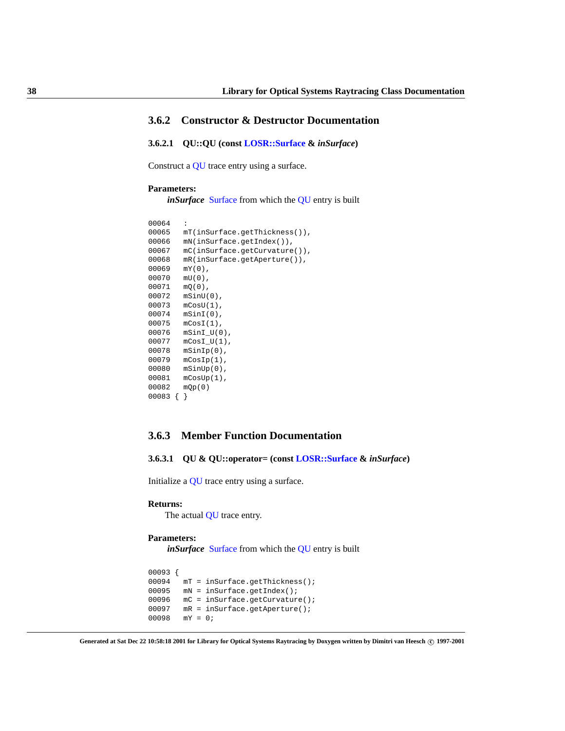## 3.6.2 Constructor & Destructor Documentation

### 3.6.2.1 QU::QU (const LOSR::Surface & *inSurface*)

Construct a QU trace entry using a surface.

**Parameters:**

***inSurface*** Surface from which the QU entry is built

```
00064   :
00065   mT(inSurface.getThickness()),
00066   mN(inSurface.getIndex()),
00067   mC(inSurface.getCurvature()),
00068   mR(inSurface.getAperture()),
00069   mY(0),
00070   mU(0),
00071   mQ(0),
00072   mSinU(0),
00073   mCosU(1),
00074   mSinI(0),
00075   mCosI(1),
00076   mSinI_U(0),
00077   mCosI_U(1),
00078   mSinIp(0),
00079   mCosIp(1),
00080   mSinUp(0),
00081   mCosUp(1),
00082   mQp(0)
00083 { }
```

## 3.6.3 Member Function Documentation

### 3.6.3.1 QU & QU::operator= (const LOSR::Surface & *inSurface*)

Initialize a QU trace entry using a surface.

**Returns:**

The actual QU trace entry.

**Parameters:**

***inSurface*** Surface from which the QU entry is built

```
00093 {
00094   mT = inSurface.getThickness();
00095   mN = inSurface.getIndex();
00096   mC = inSurface.getCurvature();
00097   mR = inSurface.getAperture();
00098   mY = 0;
```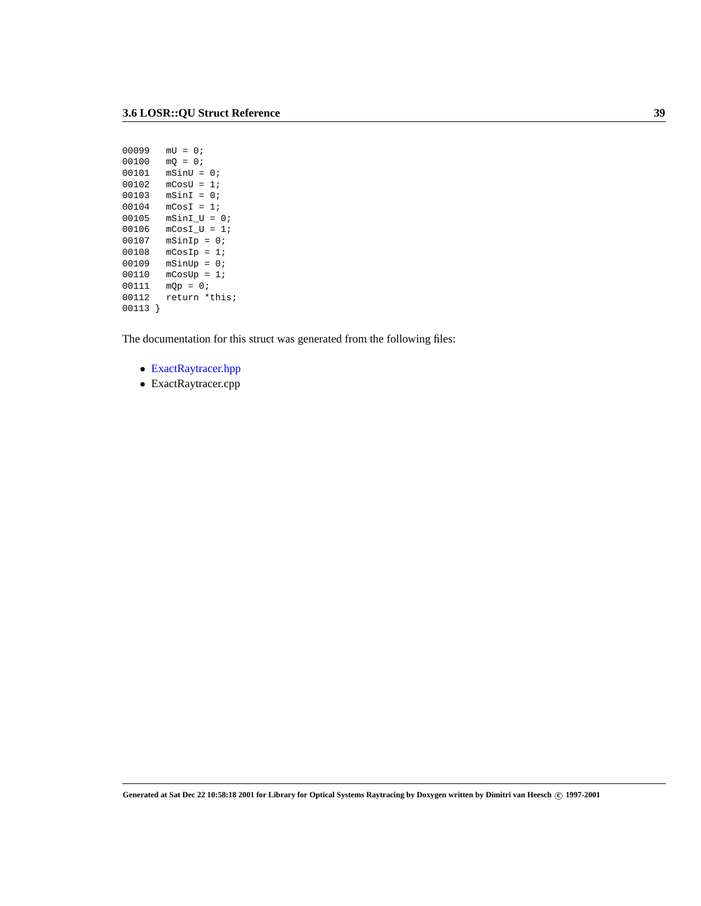```
00099   mU = 0;
00100   mQ = 0;
00101   mSinU = 0;
00102   mCosU = 1;
00103   mSinI = 0;
00104   mCosI = 1;
00105   mSinI_U = 0;
00106   mCosI_U = 1;
00107   mSinIp = 0;
00108   mCosIp = 1;
00109   mSinUp = 0;
00110   mCosUp = 1;
00111   mQp = 0;
00112   return *this;
00113 }
```

The documentation for this struct was generated from the following files:

- ExactRaytracer.hpp
- ExactRaytracer.cpp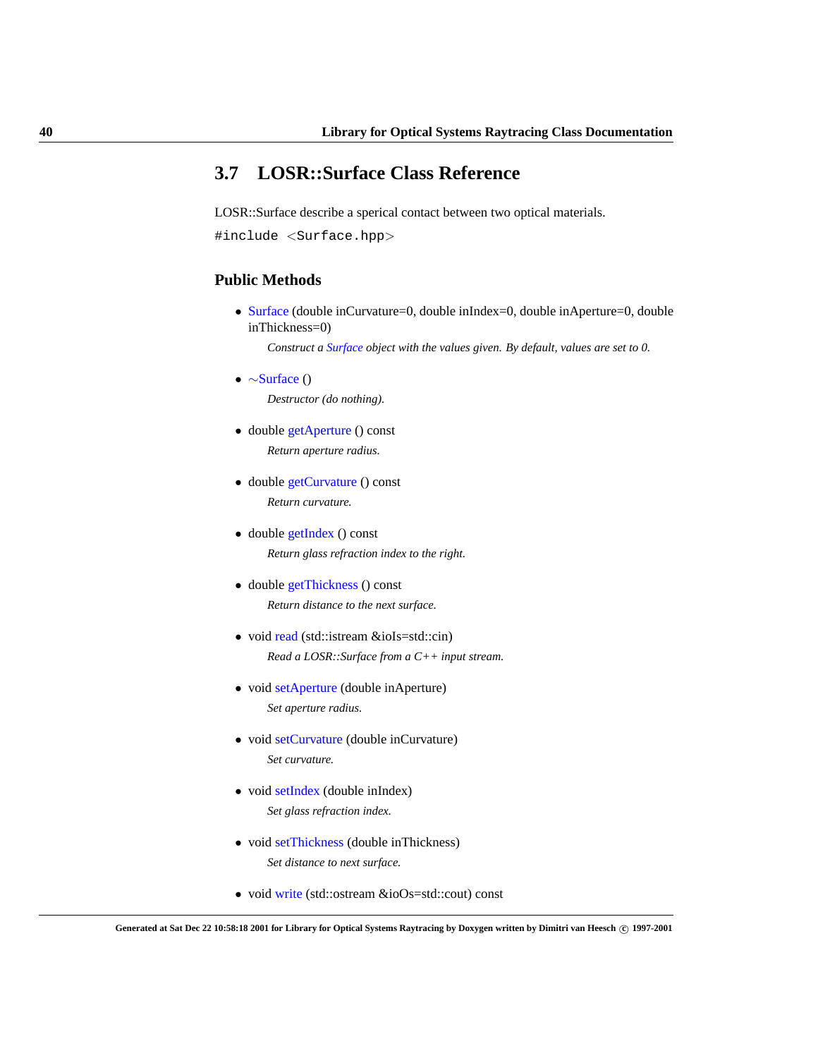## 3.7 LOSR::Surface Class Reference

LOSR::Surface describe a sperical contact between two optical materials.

`#include <Surface.hpp>`

### Public Methods

- Surface (double inCurvature=0, double inIndex=0, double inAperture=0, double inThickness=0)

  *Construct a Surface object with the values given. By default, values are set to 0.*

- ~Surface ()

  *Destructor (do nothing).*

- double getAperture () const

  *Return aperture radius.*

- double getCurvature () const

  *Return curvature.*

- double getIndex () const

  *Return glass refraction index to the right.*

- double getThickness () const

  *Return distance to the next surface.*

- void read (std::istream &ioIs=std::cin)

  *Read a LOSR::Surface from a C++ input stream.*

- void setAperture (double inAperture)

  *Set aperture radius.*

- void setCurvature (double inCurvature)

  *Set curvature.*

- void setIndex (double inIndex)

  *Set glass refraction index.*

- void setThickness (double inThickness)

  *Set distance to next surface.*

- void write (std::ostream &ioOs=std::cout) const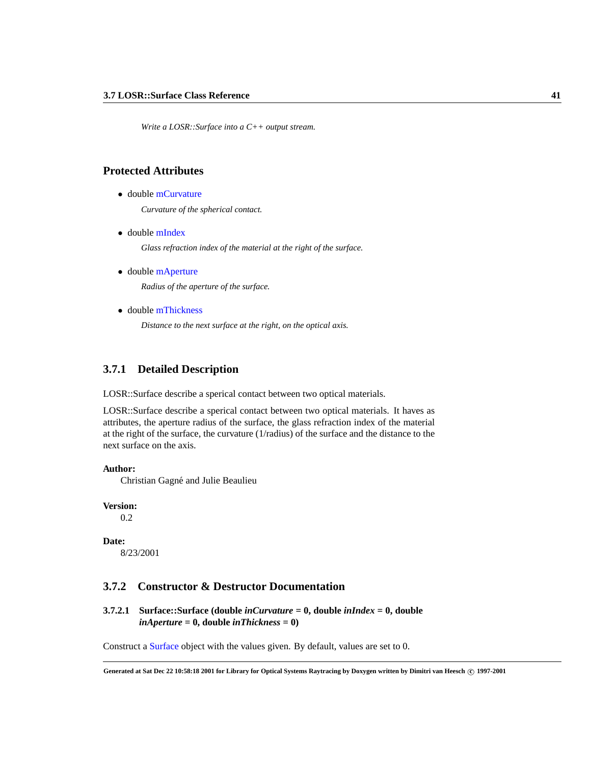*Write a LOSR::Surface into a C++ output stream.*

### Protected Attributes

- double mCurvature

  *Curvature of the spherical contact.*

- double mIndex

  *Glass refraction index of the material at the right of the surface.*

- double mAperture

  *Radius of the aperture of the surface.*

- double mThickness

  *Distance to the next surface at the right, on the optical axis.*

## 3.7.1 Detailed Description

LOSR::Surface describe a sperical contact between two optical materials.

LOSR::Surface describe a sperical contact between two optical materials. It haves as attributes, the aperture radius of the surface, the glass refraction index of the material at the right of the surface, the curvature (1/radius) of the surface and the distance to the next surface on the axis.

**Author:**
Christian Gagné and Julie Beaulieu

**Version:**
0.2

**Date:**
8/23/2001

## 3.7.2 Constructor & Destructor Documentation

### 3.7.2.1 Surface::Surface (double *inCurvature* = 0, double *inIndex* = 0, double *inAperture* = 0, double *inThickness* = 0)

Construct a Surface object with the values given. By default, values are set to 0.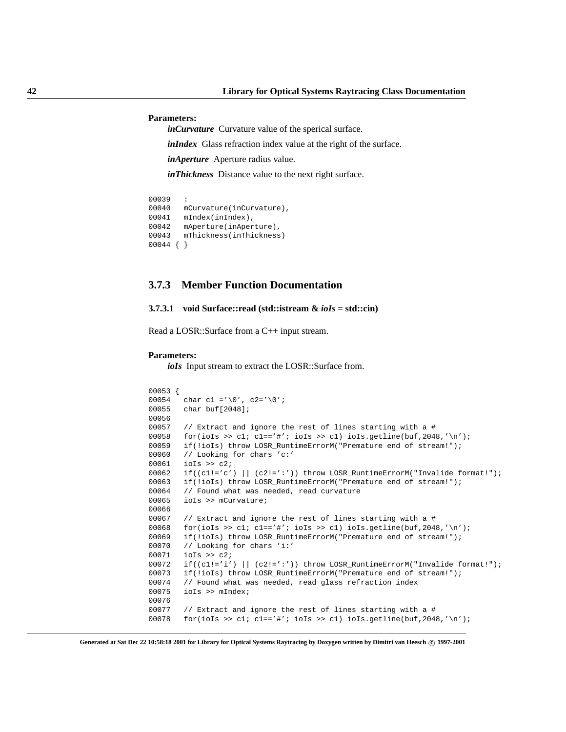**Parameters:**

*inCurvature* Curvature value of the sperical surface.

*inIndex* Glass refraction index value at the right of the surface.

*inAperture* Aperture radius value.

*inThickness* Distance value to the next right surface.

```
00039   :
00040   mCurvature(inCurvature),
00041   mIndex(inIndex),
00042   mAperture(inAperture),
00043   mThickness(inThickness)
00044 { }
```

### 3.7.3 Member Function Documentation

#### 3.7.3.1 void Surface::read (std::istream & *ioIs* = std::cin)

Read a LOSR::Surface from a C++ input stream.

**Parameters:**

*ioIs* Input stream to extract the LOSR::Surface from.

```
00053 {
00054   char c1 ='\0', c2='\0';
00055   char buf[2048];
00056
00057   // Extract and ignore the rest of lines starting with a #
00058   for(ioIs >> c1; c1=='#'; ioIs >> c1) ioIs.getline(buf,2048,'\n');
00059   if(!ioIs) throw LOSR_RuntimeErrorM("Premature end of stream!");
00060   // Looking for chars 'c:'
00061   ioIs >> c2;
00062   if((c1!='c') || (c2!=':')) throw LOSR_RuntimeErrorM("Invalide format!");
00063   if(!ioIs) throw LOSR_RuntimeErrorM("Premature end of stream!");
00064   // Found what was needed, read curvature
00065   ioIs >> mCurvature;
00066
00067   // Extract and ignore the rest of lines starting with a #
00068   for(ioIs >> c1; c1=='#'; ioIs >> c1) ioIs.getline(buf,2048,'\n');
00069   if(!ioIs) throw LOSR_RuntimeErrorM("Premature end of stream!");
00070   // Looking for chars 'i:'
00071   ioIs >> c2;
00072   if((c1!='i') || (c2!=':')) throw LOSR_RuntimeErrorM("Invalide format!");
00073   if(!ioIs) throw LOSR_RuntimeErrorM("Premature end of stream!");
00074   // Found what was needed, read glass refraction index
00075   ioIs >> mIndex;
00076
00077   // Extract and ignore the rest of lines starting with a #
00078   for(ioIs >> c1; c1=='#'; ioIs >> c1) ioIs.getline(buf,2048,'\n');
```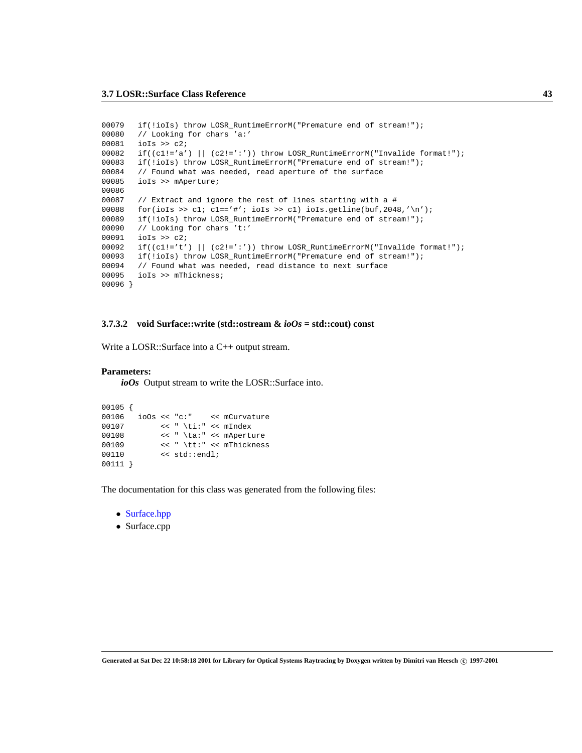```
00079   if(!ioIs) throw LOSR_RuntimeErrorM("Premature end of stream!");
00080   // Looking for chars 'a:'
00081   ioIs >> c2;
00082   if((c1!='a') || (c2!=':')) throw LOSR_RuntimeErrorM("Invalide format!");
00083   if(!ioIs) throw LOSR_RuntimeErrorM("Premature end of stream!");
00084   // Found what was needed, read aperture of the surface
00085   ioIs >> mAperture;
00086
00087   // Extract and ignore the rest of lines starting with a #
00088   for(ioIs >> c1; c1=='#'; ioIs >> c1) ioIs.getline(buf,2048,'\n');
00089   if(!ioIs) throw LOSR_RuntimeErrorM("Premature end of stream!");
00090   // Looking for chars 't:'
00091   ioIs >> c2;
00092   if((c1!='t') || (c2!=':')) throw LOSR_RuntimeErrorM("Invalide format!");
00093   if(!ioIs) throw LOSR_RuntimeErrorM("Premature end of stream!");
00094   // Found what was needed, read distance to next surface
00095   ioIs >> mThickness;
00096 }
```

#### 3.7.3.2 void Surface::write (std::ostream & *ioOs* = std::cout) const

Write a LOSR::Surface into a C++ output stream.

**Parameters:**

***ioOs*** Output stream to write the LOSR::Surface into.

```
00105 {
00106   ioOs << "c:"    << mCurvature
00107        << " \ti:" << mIndex
00108        << " \ta:" << mAperture
00109        << " \tt:" << mThickness
00110        << std::endl;
00111 }
```

The documentation for this class was generated from the following files:

- Surface.hpp
- Surface.cpp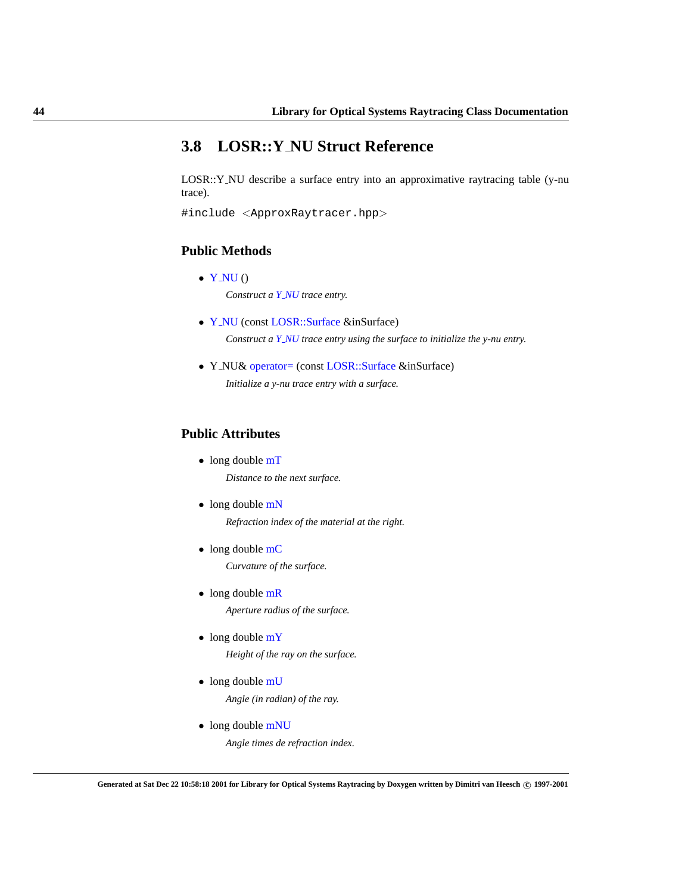## 3.8 LOSR::Y_NU Struct Reference

LOSR::Y_NU describe a surface entry into an approximative raytracing table (y-nu trace).

```
#include <ApproxRaytracer.hpp>
```

### Public Methods

- Y_NU ()

  *Construct a Y_NU trace entry.*

- Y_NU (const LOSR::Surface &inSurface)

  *Construct a Y_NU trace entry using the surface to initialize the y-nu entry.*

- Y_NU& operator= (const LOSR::Surface &inSurface)

  *Initialize a y-nu trace entry with a surface.*

### Public Attributes

- long double mT

  *Distance to the next surface.*

- long double mN

  *Refraction index of the material at the right.*

- long double mC

  *Curvature of the surface.*

- long double mR

  *Aperture radius of the surface.*

- long double mY

  *Height of the ray on the surface.*

- long double mU

  *Angle (in radian) of the ray.*

- long double mNU

  *Angle times de refraction index.*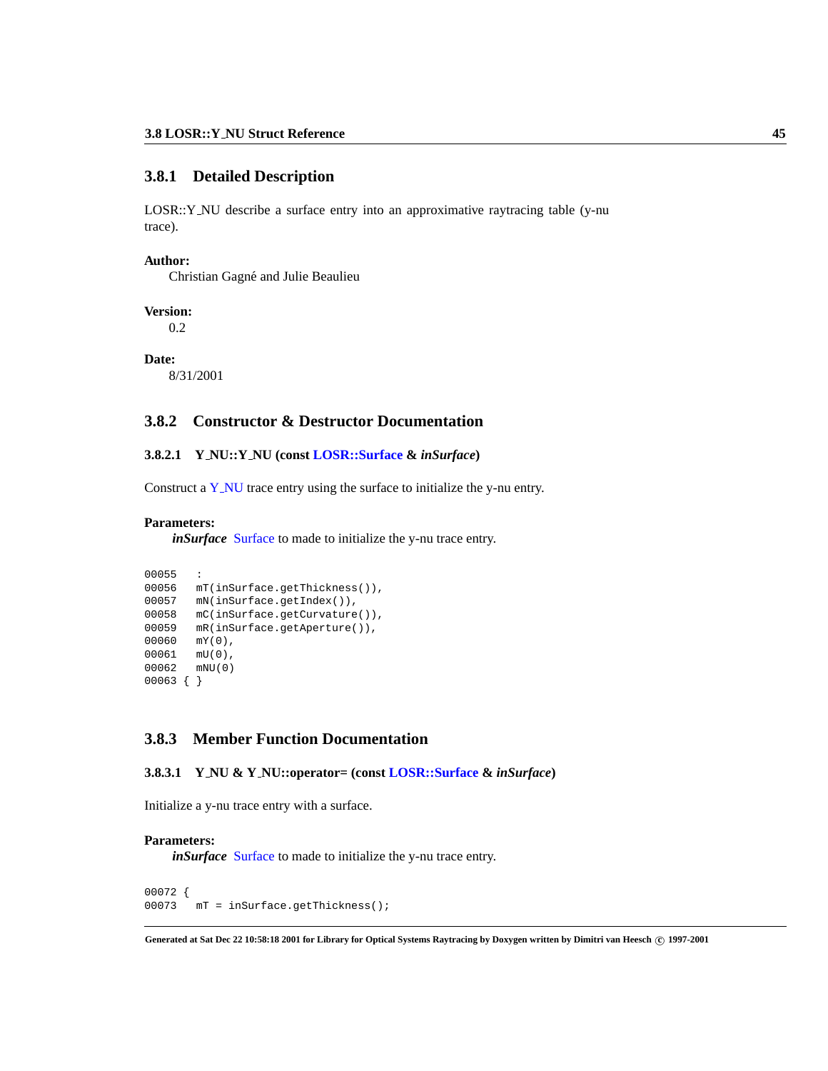### 3.8.1 Detailed Description

LOSR::Y_NU describe a surface entry into an approximative raytracing table (y-nu trace).

**Author:**
Christian Gagné and Julie Beaulieu

**Version:**
0.2

**Date:**
8/31/2001

### 3.8.2 Constructor & Destructor Documentation

#### 3.8.2.1 Y_NU::Y_NU (const LOSR::Surface & *inSurface*)

Construct a Y_NU trace entry using the surface to initialize the y-nu entry.

**Parameters:**
***inSurface*** Surface to made to initialize the y-nu trace entry.

```
00055   :
00056   mT(inSurface.getThickness()),
00057   mN(inSurface.getIndex()),
00058   mC(inSurface.getCurvature()),
00059   mR(inSurface.getAperture()),
00060   mY(0),
00061   mU(0),
00062   mNU(0)
00063 { }
```

### 3.8.3 Member Function Documentation

#### 3.8.3.1 Y_NU & Y_NU::operator= (const LOSR::Surface & *inSurface*)

Initialize a y-nu trace entry with a surface.

**Parameters:**
***inSurface*** Surface to made to initialize the y-nu trace entry.

```
00072 {
00073   mT = inSurface.getThickness();
```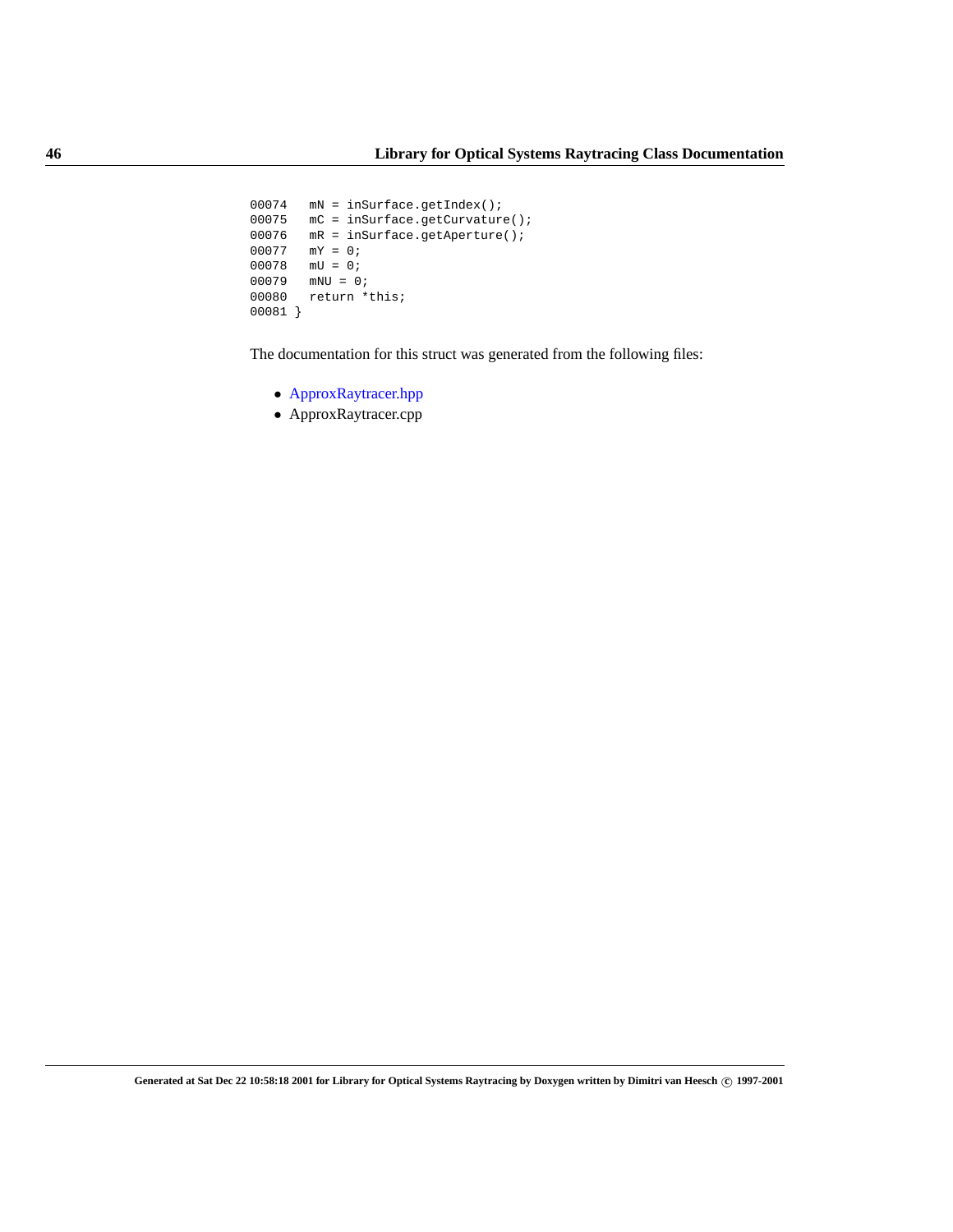```
00074   mN = inSurface.getIndex();
00075   mC = inSurface.getCurvature();
00076   mR = inSurface.getAperture();
00077   mY = 0;
00078   mU = 0;
00079   mNU = 0;
00080   return *this;
00081 }
```

The documentation for this struct was generated from the following files:

- ApproxRaytracer.hpp
- ApproxRaytracer.cpp